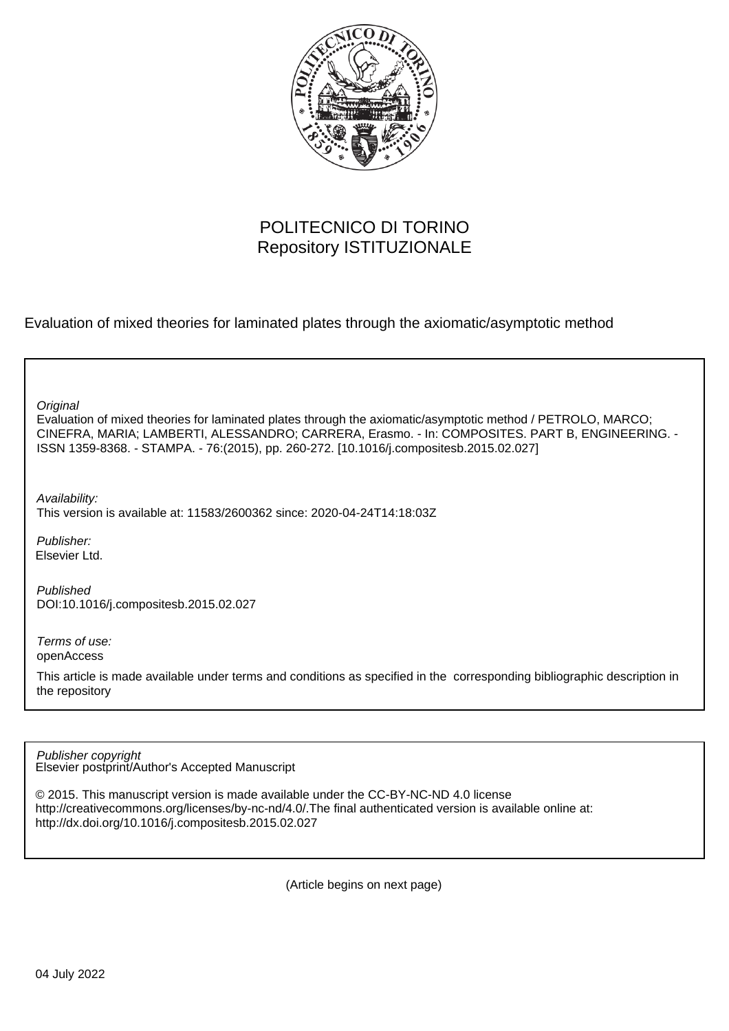POLITECNICO DI TORINO
Repository ISTITUZIONALE

Evaluation of mixed theories for laminated plates through the axiomatic/asymptotic method

*Original*
Evaluation of mixed theories for laminated plates through the axiomatic/asymptotic method / PETROLO, MARCO; CINEFRA, MARIA; LAMBERTI, ALESSANDRO; CARRERA, Erasmo. - In: COMPOSITES. PART B, ENGINEERING. - ISSN 1359-8368. - STAMPA. - 76:(2015), pp. 260-272. [10.1016/j.compositesb.2015.02.027]

*Availability:*
This version is available at: 11583/2600362 since: 2020-04-24T14:18:03Z

*Publisher:*
Elsevier Ltd.

*Published*
DOI:10.1016/j.compositesb.2015.02.027

*Terms of use:*
openAccess

This article is made available under terms and conditions as specified in the corresponding bibliographic description in the repository

*Publisher copyright*
Elsevier postprint/Author's Accepted Manuscript

© 2015. This manuscript version is made available under the CC-BY-NC-ND 4.0 license http://creativecommons.org/licenses/by-nc-nd/4.0/.The final authenticated version is available online at: http://dx.doi.org/10.1016/j.compositesb.2015.02.027

(Article begins on next page)

04 July 2022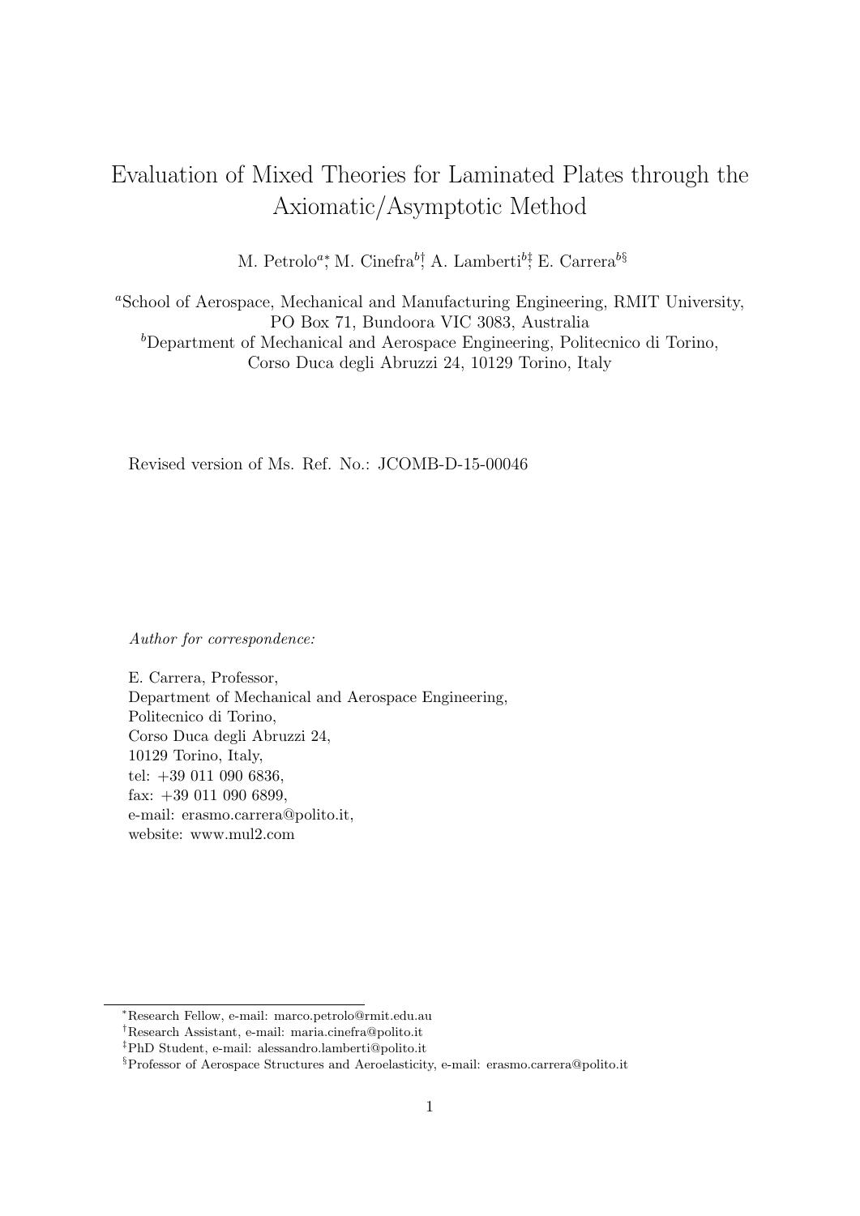# Evaluation of Mixed Theories for Laminated Plates through the Axiomatic/Asymptotic Method

M. Petrolo[a]*, M. Cinefra[b]†, A. Lamberti[b]‡, E. Carrera[b]§

[a]School of Aerospace, Mechanical and Manufacturing Engineering, RMIT University, PO Box 71, Bundoora VIC 3083, Australia

[b]Department of Mechanical and Aerospace Engineering, Politecnico di Torino, Corso Duca degli Abruzzi 24, 10129 Torino, Italy

Revised version of Ms. Ref. No.: JCOMB-D-15-00046

*Author for correspondence:*

E. Carrera, Professor,
Department of Mechanical and Aerospace Engineering,
Politecnico di Torino,
Corso Duca degli Abruzzi 24,
10129 Torino, Italy,
tel: +39 011 090 6836,
fax: +39 011 090 6899,
e-mail: erasmo.carrera@polito.it,
website: www.mul2.com

*Research Fellow, e-mail: marco.petrolo@rmit.edu.au

†Research Assistant, e-mail: maria.cinefra@polito.it

‡PhD Student, e-mail: alessandro.lamberti@polito.it

§Professor of Aerospace Structures and Aeroelasticity, e-mail: erasmo.carrera@polito.it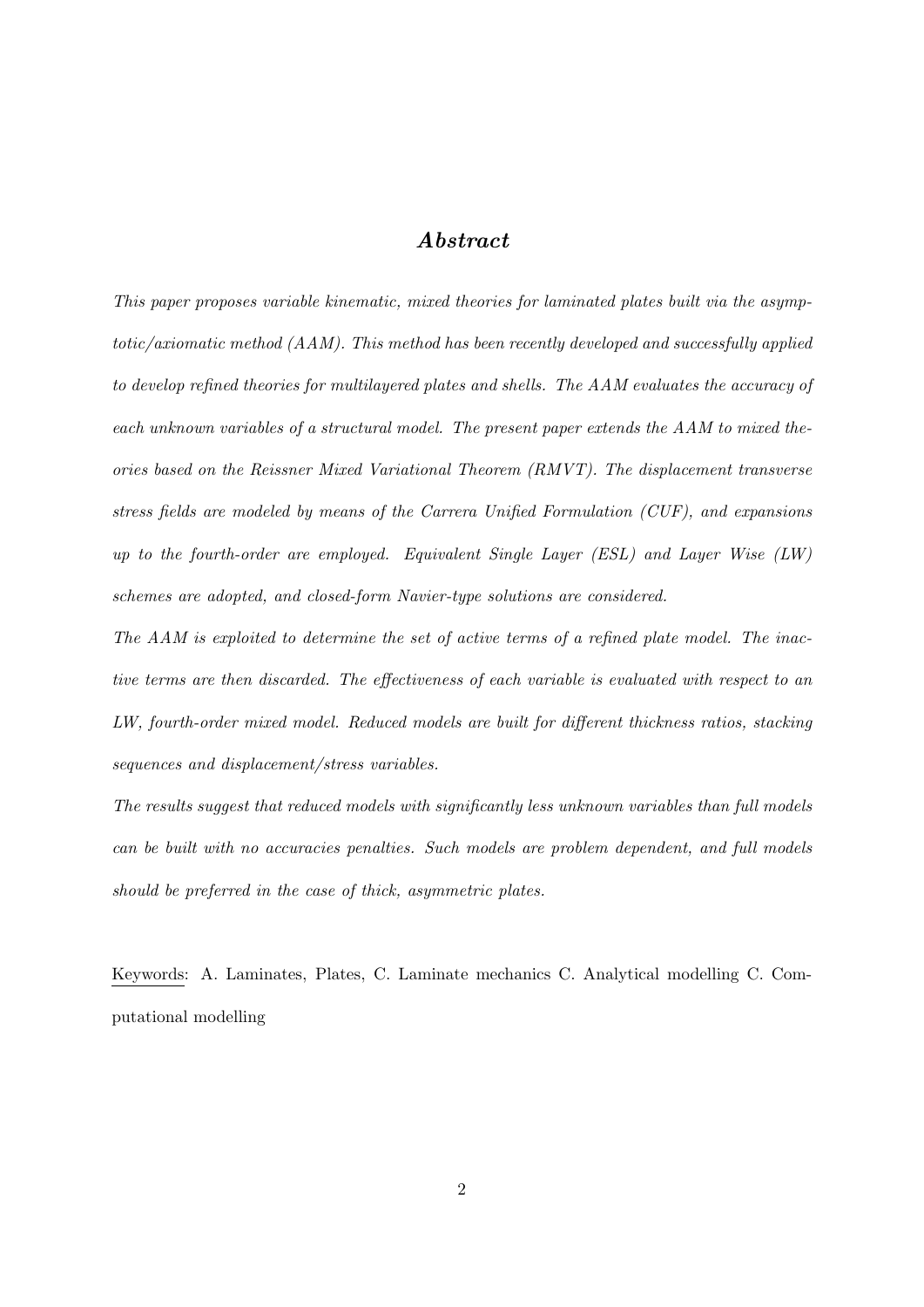## *Abstract*

*This paper proposes variable kinematic, mixed theories for laminated plates built via the asymptotic/axiomatic method (AAM). This method has been recently developed and successfully applied to develop refined theories for multilayered plates and shells. The AAM evaluates the accuracy of each unknown variables of a structural model. The present paper extends the AAM to mixed theories based on the Reissner Mixed Variational Theorem (RMVT). The displacement transverse stress fields are modeled by means of the Carrera Unified Formulation (CUF), and expansions up to the fourth-order are employed. Equivalent Single Layer (ESL) and Layer Wise (LW) schemes are adopted, and closed-form Navier-type solutions are considered.*

*The AAM is exploited to determine the set of active terms of a refined plate model. The inactive terms are then discarded. The effectiveness of each variable is evaluated with respect to an LW, fourth-order mixed model. Reduced models are built for different thickness ratios, stacking sequences and displacement/stress variables.*

*The results suggest that reduced models with significantly less unknown variables than full models can be built with no accuracies penalties. Such models are problem dependent, and full models should be preferred in the case of thick, asymmetric plates.*

Keywords: A. Laminates, Plates, C. Laminate mechanics C. Analytical modelling C. Computational modelling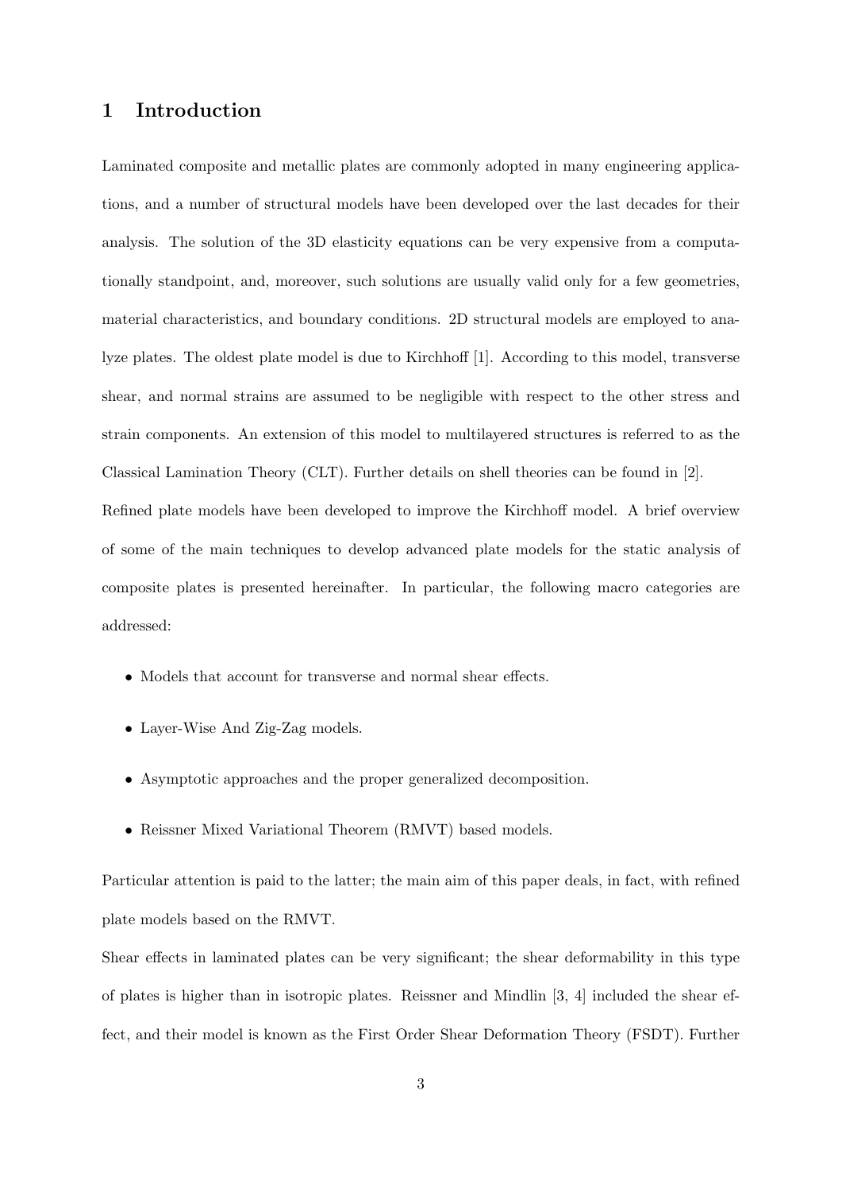# 1 Introduction

Laminated composite and metallic plates are commonly adopted in many engineering applications, and a number of structural models have been developed over the last decades for their analysis. The solution of the 3D elasticity equations can be very expensive from a computationally standpoint, and, moreover, such solutions are usually valid only for a few geometries, material characteristics, and boundary conditions. 2D structural models are employed to analyze plates. The oldest plate model is due to Kirchhoff [1]. According to this model, transverse shear, and normal strains are assumed to be negligible with respect to the other stress and strain components. An extension of this model to multilayered structures is referred to as the Classical Lamination Theory (CLT). Further details on shell theories can be found in [2].

Refined plate models have been developed to improve the Kirchhoff model. A brief overview of some of the main techniques to develop advanced plate models for the static analysis of composite plates is presented hereinafter. In particular, the following macro categories are addressed:

- Models that account for transverse and normal shear effects.
- Layer-Wise And Zig-Zag models.
- Asymptotic approaches and the proper generalized decomposition.
- Reissner Mixed Variational Theorem (RMVT) based models.

Particular attention is paid to the latter; the main aim of this paper deals, in fact, with refined plate models based on the RMVT.

Shear effects in laminated plates can be very significant; the shear deformability in this type of plates is higher than in isotropic plates. Reissner and Mindlin [3, 4] included the shear effect, and their model is known as the First Order Shear Deformation Theory (FSDT). Further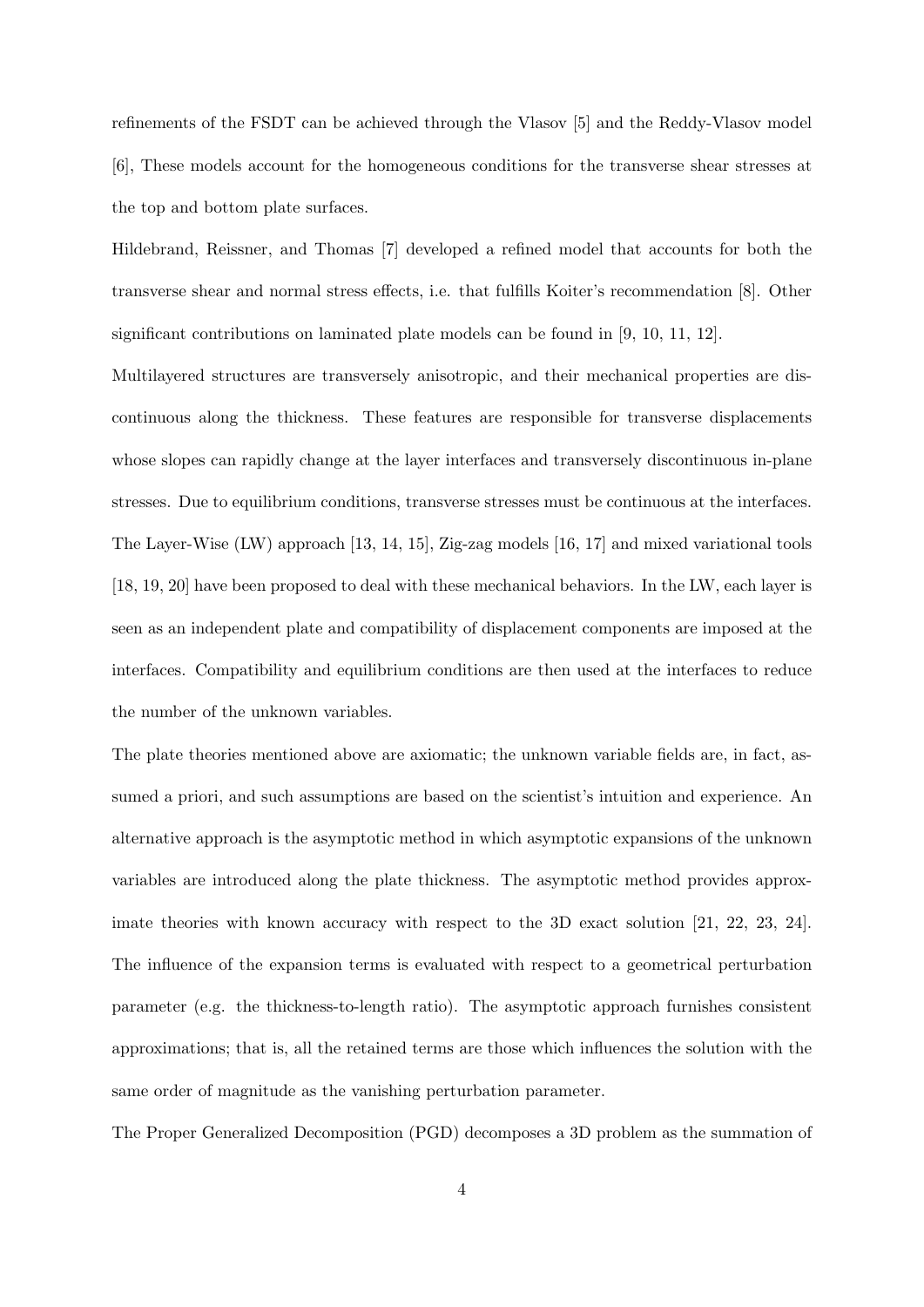refinements of the FSDT can be achieved through the Vlasov [5] and the Reddy-Vlasov model [6], These models account for the homogeneous conditions for the transverse shear stresses at the top and bottom plate surfaces.

Hildebrand, Reissner, and Thomas [7] developed a refined model that accounts for both the transverse shear and normal stress effects, i.e. that fulfills Koiter's recommendation [8]. Other significant contributions on laminated plate models can be found in [9, 10, 11, 12].

Multilayered structures are transversely anisotropic, and their mechanical properties are discontinuous along the thickness. These features are responsible for transverse displacements whose slopes can rapidly change at the layer interfaces and transversely discontinuous in-plane stresses. Due to equilibrium conditions, transverse stresses must be continuous at the interfaces. The Layer-Wise (LW) approach [13, 14, 15], Zig-zag models [16, 17] and mixed variational tools [18, 19, 20] have been proposed to deal with these mechanical behaviors. In the LW, each layer is seen as an independent plate and compatibility of displacement components are imposed at the interfaces. Compatibility and equilibrium conditions are then used at the interfaces to reduce the number of the unknown variables.

The plate theories mentioned above are axiomatic; the unknown variable fields are, in fact, assumed a priori, and such assumptions are based on the scientist's intuition and experience. An alternative approach is the asymptotic method in which asymptotic expansions of the unknown variables are introduced along the plate thickness. The asymptotic method provides approximate theories with known accuracy with respect to the 3D exact solution [21, 22, 23, 24]. The influence of the expansion terms is evaluated with respect to a geometrical perturbation parameter (e.g. the thickness-to-length ratio). The asymptotic approach furnishes consistent approximations; that is, all the retained terms are those which influences the solution with the same order of magnitude as the vanishing perturbation parameter.

The Proper Generalized Decomposition (PGD) decomposes a 3D problem as the summation of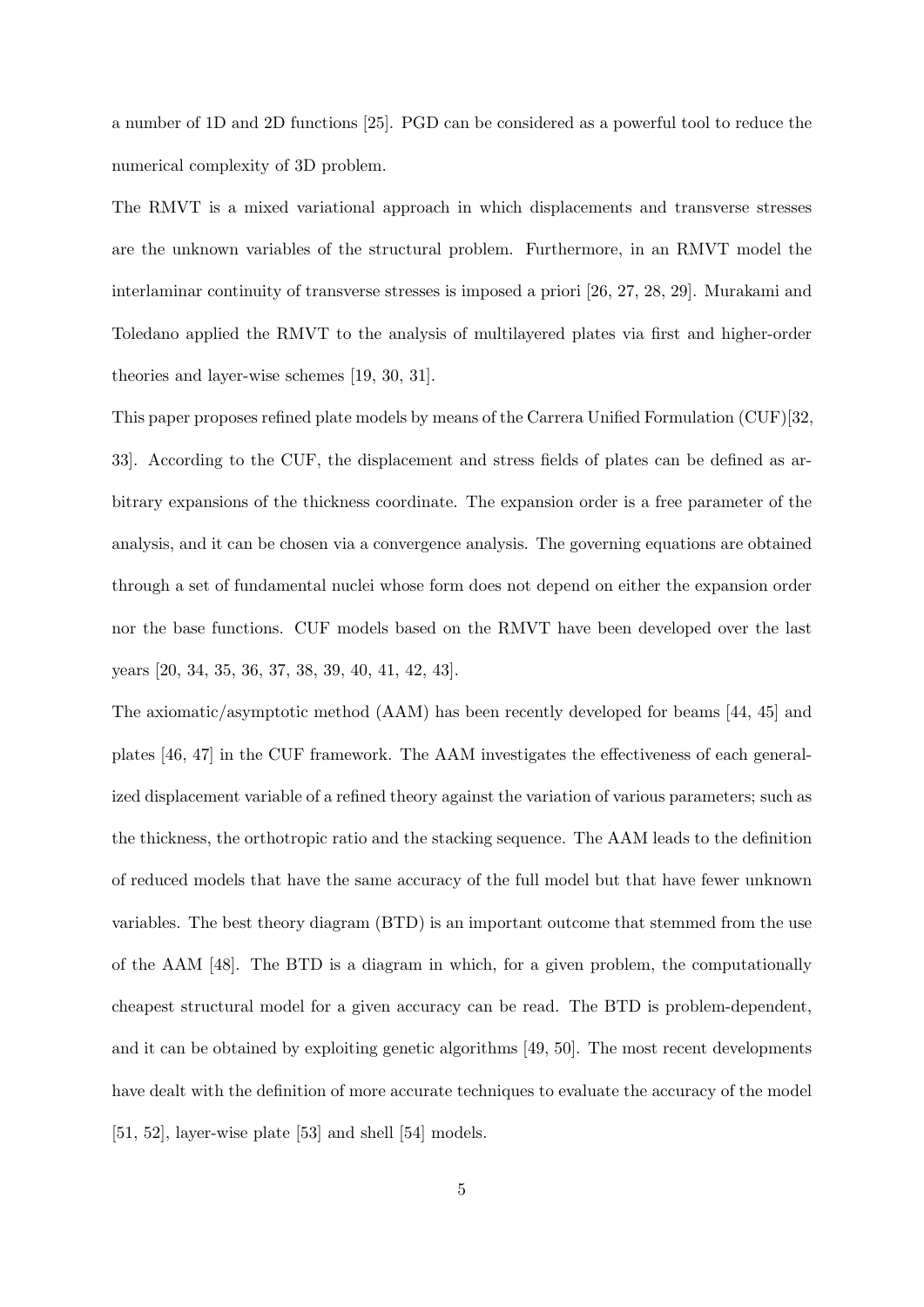a number of 1D and 2D functions [25]. PGD can be considered as a powerful tool to reduce the numerical complexity of 3D problem.

The RMVT is a mixed variational approach in which displacements and transverse stresses are the unknown variables of the structural problem. Furthermore, in an RMVT model the interlaminar continuity of transverse stresses is imposed a priori [26, 27, 28, 29]. Murakami and Toledano applied the RMVT to the analysis of multilayered plates via first and higher-order theories and layer-wise schemes [19, 30, 31].

This paper proposes refined plate models by means of the Carrera Unified Formulation (CUF)[32, 33]. According to the CUF, the displacement and stress fields of plates can be defined as arbitrary expansions of the thickness coordinate. The expansion order is a free parameter of the analysis, and it can be chosen via a convergence analysis. The governing equations are obtained through a set of fundamental nuclei whose form does not depend on either the expansion order nor the base functions. CUF models based on the RMVT have been developed over the last years [20, 34, 35, 36, 37, 38, 39, 40, 41, 42, 43].

The axiomatic/asymptotic method (AAM) has been recently developed for beams [44, 45] and plates [46, 47] in the CUF framework. The AAM investigates the effectiveness of each generalized displacement variable of a refined theory against the variation of various parameters; such as the thickness, the orthotropic ratio and the stacking sequence. The AAM leads to the definition of reduced models that have the same accuracy of the full model but that have fewer unknown variables. The best theory diagram (BTD) is an important outcome that stemmed from the use of the AAM [48]. The BTD is a diagram in which, for a given problem, the computationally cheapest structural model for a given accuracy can be read. The BTD is problem-dependent, and it can be obtained by exploiting genetic algorithms [49, 50]. The most recent developments have dealt with the definition of more accurate techniques to evaluate the accuracy of the model [51, 52], layer-wise plate [53] and shell [54] models.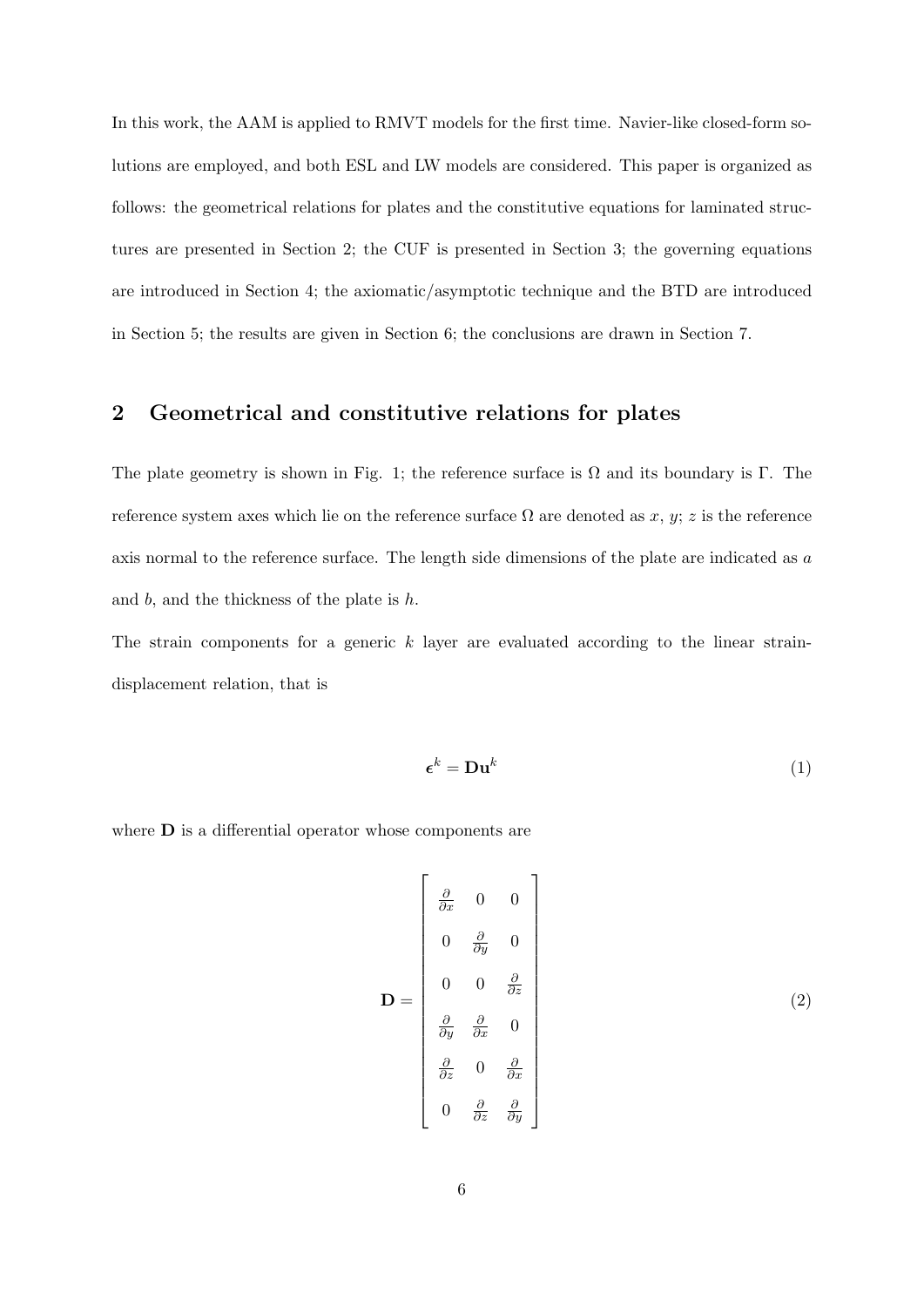In this work, the AAM is applied to RMVT models for the first time. Navier-like closed-form solutions are employed, and both ESL and LW models are considered. This paper is organized as follows: the geometrical relations for plates and the constitutive equations for laminated structures are presented in Section 2; the CUF is presented in Section 3; the governing equations are introduced in Section 4; the axiomatic/asymptotic technique and the BTD are introduced in Section 5; the results are given in Section 6; the conclusions are drawn in Section 7.

## 2 Geometrical and constitutive relations for plates

The plate geometry is shown in Fig. 1; the reference surface is $\Omega$ and its boundary is $\Gamma$. The reference system axes which lie on the reference surface $\Omega$ are denoted as $x$, $y$; $z$ is the reference axis normal to the reference surface. The length side dimensions of the plate are indicated as $a$ and $b$, and the thickness of the plate is $h$.

The strain components for a generic $k$ layer are evaluated according to the linear strain-displacement relation, that is

$$\boldsymbol{\epsilon}^k = \mathbf{D}\mathbf{u}^k \tag{1}$$

where $\mathbf{D}$ is a differential operator whose components are

$$\mathbf{D} = \begin{bmatrix} \frac{\partial}{\partial x} & 0 & 0 \\ 0 & \frac{\partial}{\partial y} & 0 \\ 0 & 0 & \frac{\partial}{\partial z} \\ \frac{\partial}{\partial y} & \frac{\partial}{\partial x} & 0 \\ \frac{\partial}{\partial z} & 0 & \frac{\partial}{\partial x} \\ 0 & \frac{\partial}{\partial z} & \frac{\partial}{\partial y} \end{bmatrix} \tag{2}$$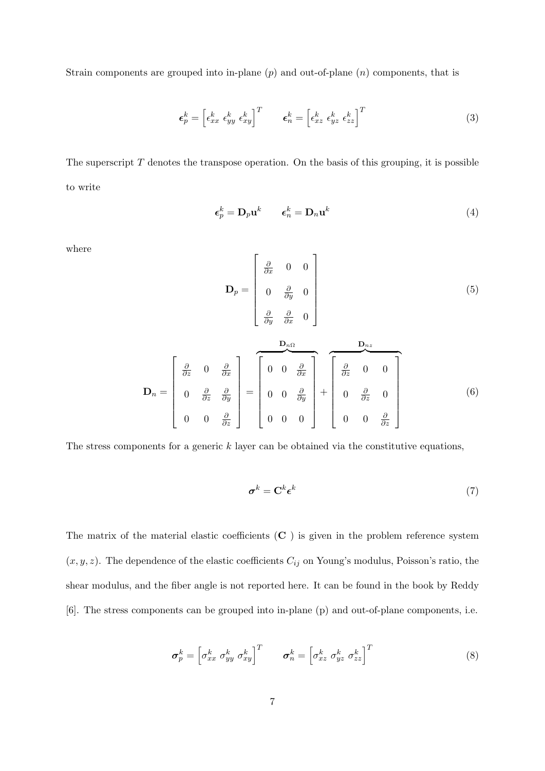Strain components are grouped into in-plane ($p$) and out-of-plane ($n$) components, that is

$$\boldsymbol{\epsilon}_p^k = \left[\epsilon_{xx}^k \ \epsilon_{yy}^k \ \epsilon_{xy}^k\right]^T \qquad \boldsymbol{\epsilon}_n^k = \left[\epsilon_{xz}^k \ \epsilon_{yz}^k \ \epsilon_{zz}^k\right]^T \tag{3}$$

The superscript $T$ denotes the transpose operation. On the basis of this grouping, it is possible to write

$$\boldsymbol{\epsilon}_p^k = \mathbf{D}_p \mathbf{u}^k \qquad \boldsymbol{\epsilon}_n^k = \mathbf{D}_n \mathbf{u}^k \tag{4}$$

where

$$\mathbf{D}_p = \begin{bmatrix} \frac{\partial}{\partial x} & 0 & 0 \\ 0 & \frac{\partial}{\partial y} & 0 \\ \frac{\partial}{\partial y} & \frac{\partial}{\partial x} & 0 \end{bmatrix} \tag{5}$$

$$\mathbf{D}_n = \begin{bmatrix} \frac{\partial}{\partial z} & 0 & \frac{\partial}{\partial x} \\ 0 & \frac{\partial}{\partial z} & \frac{\partial}{\partial y} \\ 0 & 0 & \frac{\partial}{\partial z} \end{bmatrix} = \overbrace{\begin{bmatrix} 0 & 0 & \frac{\partial}{\partial x} \\ 0 & 0 & \frac{\partial}{\partial y} \\ 0 & 0 & 0 \end{bmatrix}}^{\mathbf{D}_{n\Omega}} + \overbrace{\begin{bmatrix} \frac{\partial}{\partial z} & 0 & 0 \\ 0 & \frac{\partial}{\partial z} & 0 \\ 0 & 0 & \frac{\partial}{\partial z} \end{bmatrix}}^{\mathbf{D}_{nz}} \tag{6}$$

The stress components for a generic $k$ layer can be obtained via the constitutive equations,

$$\boldsymbol{\sigma}^k = \mathbf{C}^k \boldsymbol{\epsilon}^k \tag{7}$$

The matrix of the material elastic coefficients ($\mathbf{C}$ ) is given in the problem reference system $(x, y, z)$. The dependence of the elastic coefficients $C_{ij}$ on Young's modulus, Poisson's ratio, the shear modulus, and the fiber angle is not reported here. It can be found in the book by Reddy [6]. The stress components can be grouped into in-plane (p) and out-of-plane components, i.e.

$$\boldsymbol{\sigma}_p^k = \left[\sigma_{xx}^k \ \sigma_{yy}^k \ \sigma_{xy}^k\right]^T \qquad \boldsymbol{\sigma}_n^k = \left[\sigma_{xz}^k \ \sigma_{yz}^k \ \sigma_{zz}^k\right]^T \tag{8}$$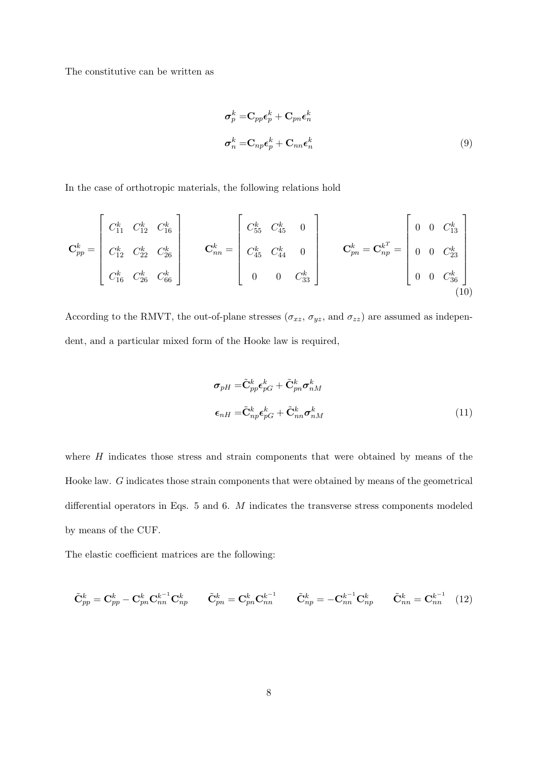The constitutive can be written as

$$
\begin{aligned}
\boldsymbol{\sigma}_p^k &= \mathbf{C}_{pp}\boldsymbol{\epsilon}_p^k + \mathbf{C}_{pn}\boldsymbol{\epsilon}_n^k \\
\boldsymbol{\sigma}_n^k &= \mathbf{C}_{np}\boldsymbol{\epsilon}_p^k + \mathbf{C}_{nn}\boldsymbol{\epsilon}_n^k
\end{aligned}
\tag{9}
$$

In the case of orthotropic materials, the following relations hold

$$
\mathbf{C}_{pp}^k = \begin{bmatrix} C_{11}^k & C_{12}^k & C_{16}^k \\ C_{12}^k & C_{22}^k & C_{26}^k \\ C_{16}^k & C_{26}^k & C_{66}^k \end{bmatrix} \qquad
\mathbf{C}_{nn}^k = \begin{bmatrix} C_{55}^k & C_{45}^k & 0 \\ C_{45}^k & C_{44}^k & 0 \\ 0 & 0 & C_{33}^k \end{bmatrix} \qquad
\mathbf{C}_{pn}^k = \mathbf{C}_{np}^{k^T} = \begin{bmatrix} 0 & 0 & C_{13}^k \\ 0 & 0 & C_{23}^k \\ 0 & 0 & C_{36}^k \end{bmatrix}
\tag{10}
$$

According to the RMVT, the out-of-plane stresses ($\sigma_{xz}$, $\sigma_{yz}$, and $\sigma_{zz}$) are assumed as independent, and a particular mixed form of the Hooke law is required,

$$
\begin{aligned}
\boldsymbol{\sigma}_{pH} &= \tilde{\mathbf{C}}_{pp}^k\boldsymbol{\epsilon}_{pG}^k + \tilde{\mathbf{C}}_{pn}^k\boldsymbol{\sigma}_{nM}^k \\
\boldsymbol{\epsilon}_{nH} &= \tilde{\mathbf{C}}_{np}^k\boldsymbol{\epsilon}_{pG}^k + \tilde{\mathbf{C}}_{nn}^k\boldsymbol{\sigma}_{nM}^k
\end{aligned}
\tag{11}
$$

where $H$ indicates those stress and strain components that were obtained by means of the Hooke law. $G$ indicates those strain components that were obtained by means of the geometrical differential operators in Eqs. 5 and 6. $M$ indicates the transverse stress components modeled by means of the CUF.

The elastic coefficient matrices are the following:

$$
\tilde{\mathbf{C}}_{pp}^k = \mathbf{C}_{pp}^k - \mathbf{C}_{pn}^k\mathbf{C}_{nn}^{k^{-1}}\mathbf{C}_{np}^k \qquad
\tilde{\mathbf{C}}_{pn}^k = \mathbf{C}_{pn}^k\mathbf{C}_{nn}^{k^{-1}} \qquad
\tilde{\mathbf{C}}_{np}^k = -\mathbf{C}_{nn}^{k^{-1}}\mathbf{C}_{np}^k \qquad
\tilde{\mathbf{C}}_{nn}^k = \mathbf{C}_{nn}^{k^{-1}}
\tag{12}
$$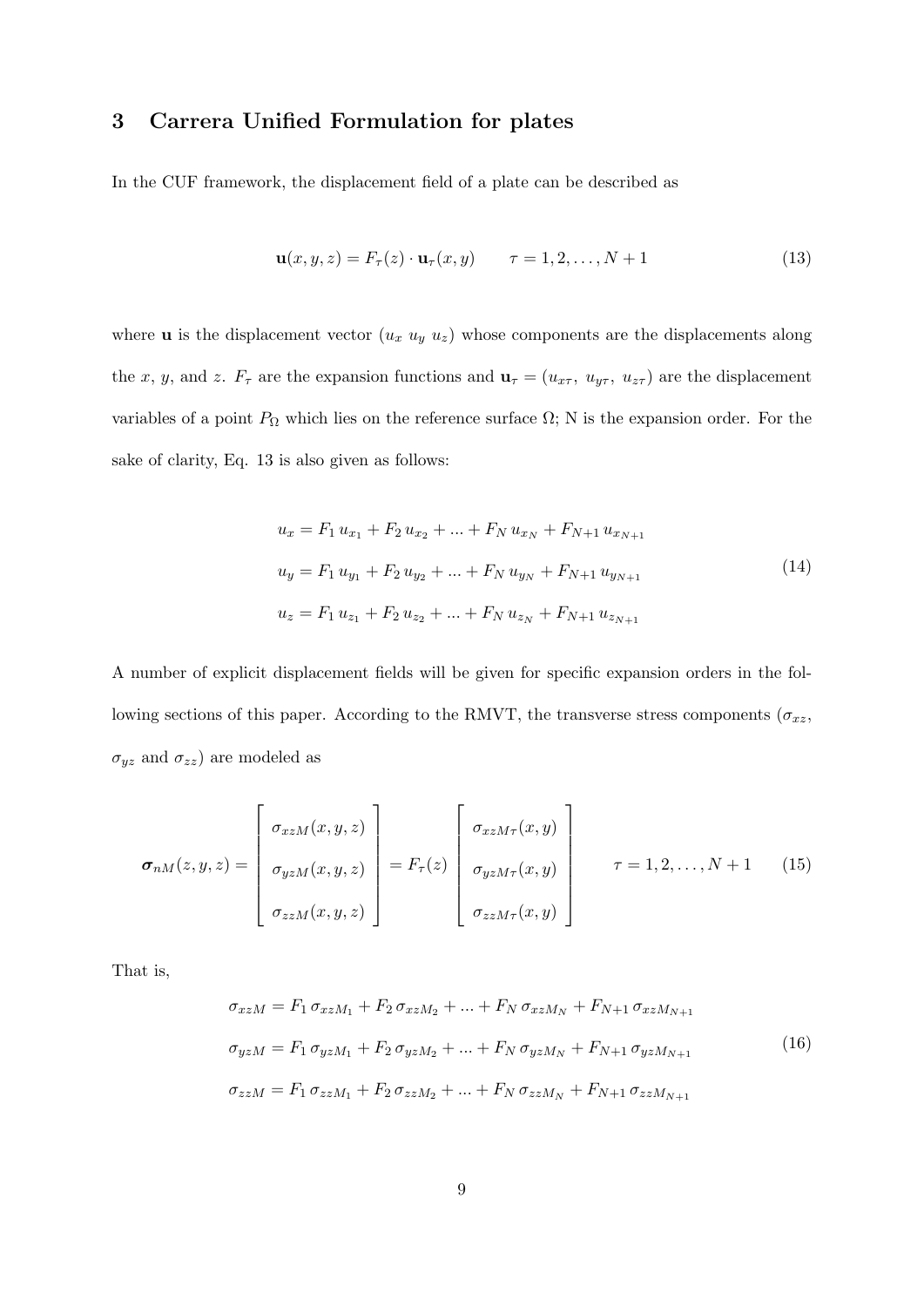## 3 Carrera Unified Formulation for plates

In the CUF framework, the displacement field of a plate can be described as

$$\mathbf{u}(x, y, z) = F_\tau(z) \cdot \mathbf{u}_\tau(x, y) \qquad \tau = 1, 2, \ldots, N+1 \tag{13}$$

where $\mathbf{u}$ is the displacement vector ($u_x$ $u_y$ $u_z$) whose components are the displacements along the $x$, $y$, and $z$. $F_\tau$ are the expansion functions and $\mathbf{u}_\tau = (u_{x\tau},\ u_{y\tau},\ u_{z\tau})$ are the displacement variables of a point $P_\Omega$ which lies on the reference surface $\Omega$; N is the expansion order. For the sake of clarity, Eq. 13 is also given as follows:

$$\begin{aligned}
u_x &= F_1\, u_{x_1} + F_2\, u_{x_2} + \ldots + F_N\, u_{x_N} + F_{N+1}\, u_{x_{N+1}} \\
u_y &= F_1\, u_{y_1} + F_2\, u_{y_2} + \ldots + F_N\, u_{y_N} + F_{N+1}\, u_{y_{N+1}} \\
u_z &= F_1\, u_{z_1} + F_2\, u_{z_2} + \ldots + F_N\, u_{z_N} + F_{N+1}\, u_{z_{N+1}}
\end{aligned} \tag{14}$$

A number of explicit displacement fields will be given for specific expansion orders in the following sections of this paper. According to the RMVT, the transverse stress components ($\sigma_{xz}$, $\sigma_{yz}$ and $\sigma_{zz}$) are modeled as

$$\boldsymbol{\sigma}_{nM}(z, y, z) = \begin{bmatrix} \sigma_{xzM}(x, y, z) \\ \sigma_{yzM}(x, y, z) \\ \sigma_{zzM}(x, y, z) \end{bmatrix} = F_\tau(z) \begin{bmatrix} \sigma_{xzM\tau}(x, y) \\ \sigma_{yzM\tau}(x, y) \\ \sigma_{zzM\tau}(x, y) \end{bmatrix} \qquad \tau = 1, 2, \ldots, N+1 \tag{15}$$

That is,

$$\begin{aligned}
\sigma_{xzM} &= F_1\, \sigma_{xzM_1} + F_2\, \sigma_{xzM_2} + \ldots + F_N\, \sigma_{xzM_N} + F_{N+1}\, \sigma_{xzM_{N+1}} \\
\sigma_{yzM} &= F_1\, \sigma_{yzM_1} + F_2\, \sigma_{yzM_2} + \ldots + F_N\, \sigma_{yzM_N} + F_{N+1}\, \sigma_{yzM_{N+1}} \\
\sigma_{zzM} &= F_1\, \sigma_{zzM_1} + F_2\, \sigma_{zzM_2} + \ldots + F_N\, \sigma_{zzM_N} + F_{N+1}\, \sigma_{zzM_{N+1}}
\end{aligned} \tag{16}$$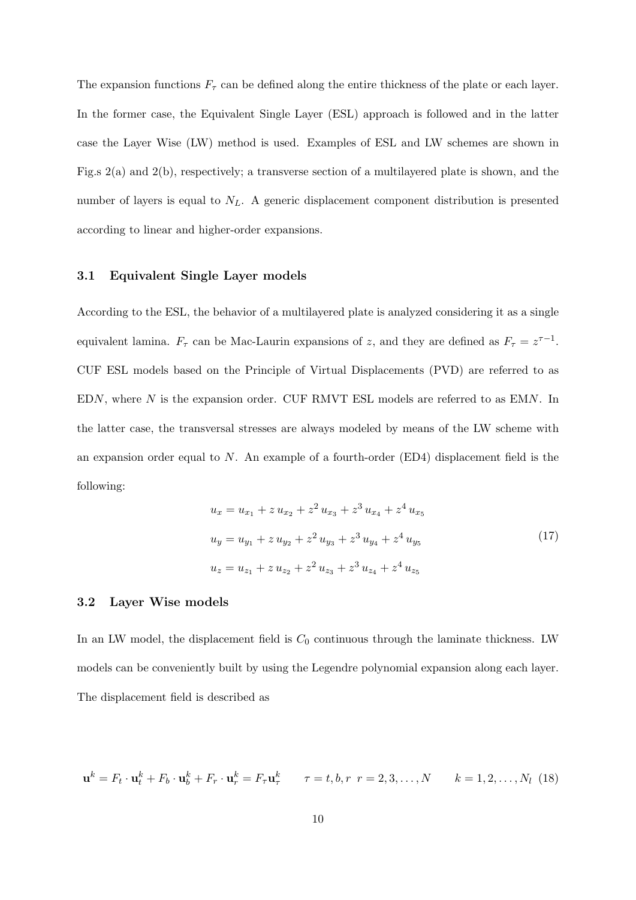The expansion functions $F_\tau$ can be defined along the entire thickness of the plate or each layer. In the former case, the Equivalent Single Layer (ESL) approach is followed and in the latter case the Layer Wise (LW) method is used. Examples of ESL and LW schemes are shown in Fig.s 2(a) and 2(b), respectively; a transverse section of a multilayered plate is shown, and the number of layers is equal to $N_L$. A generic displacement component distribution is presented according to linear and higher-order expansions.

### 3.1 Equivalent Single Layer models

According to the ESL, the behavior of a multilayered plate is analyzed considering it as a single equivalent lamina. $F_\tau$ can be Mac-Laurin expansions of $z$, and they are defined as $F_\tau = z^{\tau-1}$. CUF ESL models based on the Principle of Virtual Displacements (PVD) are referred to as ED$N$, where $N$ is the expansion order. CUF RMVT ESL models are referred to as EM$N$. In the latter case, the transversal stresses are always modeled by means of the LW scheme with an expansion order equal to $N$. An example of a fourth-order (ED4) displacement field is the following:

$$
\begin{aligned}
u_x &= u_{x_1} + z\, u_{x_2} + z^2\, u_{x_3} + z^3\, u_{x_4} + z^4\, u_{x_5} \\
u_y &= u_{y_1} + z\, u_{y_2} + z^2\, u_{y_3} + z^3\, u_{y_4} + z^4\, u_{y_5} \\
u_z &= u_{z_1} + z\, u_{z_2} + z^2\, u_{z_3} + z^3\, u_{z_4} + z^4\, u_{z_5}
\end{aligned}
\tag{17}
$$

### 3.2 Layer Wise models

In an LW model, the displacement field is $C_0$ continuous through the laminate thickness. LW models can be conveniently built by using the Legendre polynomial expansion along each layer. The displacement field is described as

$$
\mathbf{u}^k = F_t \cdot \mathbf{u}_t^k + F_b \cdot \mathbf{u}_b^k + F_r \cdot \mathbf{u}_r^k = F_\tau \mathbf{u}_\tau^k \qquad \tau = t, b, r \;\; r = 2, 3, \ldots, N \qquad k = 1, 2, \ldots, N_l \tag{18}
$$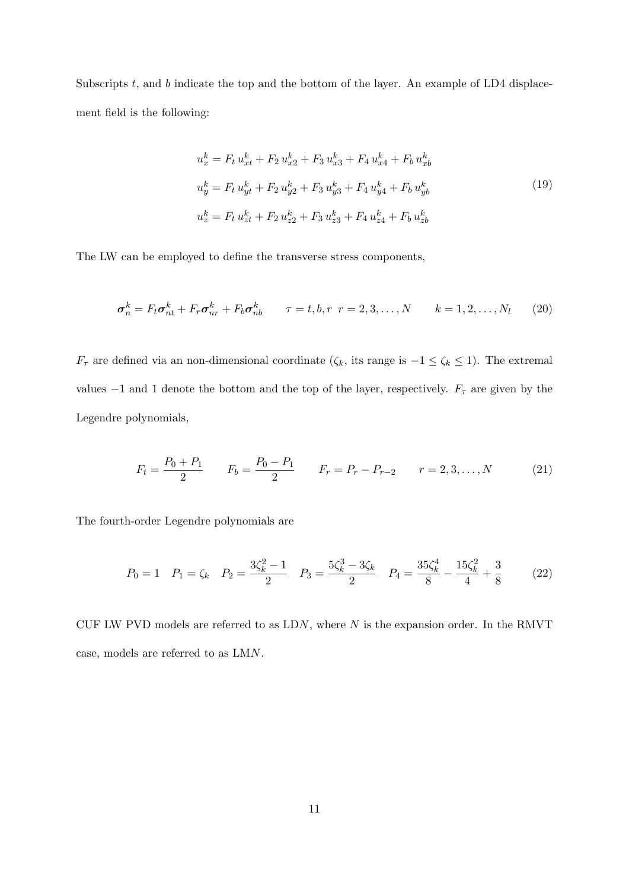Subscripts $t$, and $b$ indicate the top and the bottom of the layer. An example of LD4 displacement field is the following:

$$
\begin{aligned}
u_x^k &= F_t\, u_{xt}^k + F_2\, u_{x2}^k + F_3\, u_{x3}^k + F_4\, u_{x4}^k + F_b\, u_{xb}^k \\
u_y^k &= F_t\, u_{yt}^k + F_2\, u_{y2}^k + F_3\, u_{y3}^k + F_4\, u_{y4}^k + F_b\, u_{yb}^k \\
u_z^k &= F_t\, u_{zt}^k + F_2\, u_{z2}^k + F_3\, u_{z3}^k + F_4\, u_{z4}^k + F_b\, u_{zb}^k
\end{aligned}
\tag{19}
$$

The LW can be employed to define the transverse stress components,

$$
\boldsymbol{\sigma}_n^k = F_t \boldsymbol{\sigma}_{nt}^k + F_r \boldsymbol{\sigma}_{nr}^k + F_b \boldsymbol{\sigma}_{nb}^k \qquad \tau = t, b, r \;\; r = 2, 3, \ldots, N \qquad k = 1, 2, \ldots, N_l \tag{20}
$$

$F_\tau$ are defined via an non-dimensional coordinate ($\zeta_k$, its range is $-1 \leq \zeta_k \leq 1$). The extremal values $-1$ and $1$ denote the bottom and the top of the layer, respectively. $F_\tau$ are given by the Legendre polynomials,

$$
F_t = \frac{P_0 + P_1}{2} \qquad F_b = \frac{P_0 - P_1}{2} \qquad F_r = P_r - P_{r-2} \qquad r = 2, 3, \ldots, N \tag{21}
$$

The fourth-order Legendre polynomials are

$$
P_0 = 1 \quad P_1 = \zeta_k \quad P_2 = \frac{3\zeta_k^2 - 1}{2} \quad P_3 = \frac{5\zeta_k^3 - 3\zeta_k}{2} \quad P_4 = \frac{35\zeta_k^4}{8} - \frac{15\zeta_k^2}{4} + \frac{3}{8} \tag{22}
$$

CUF LW PVD models are referred to as LD$N$, where $N$ is the expansion order. In the RMVT case, models are referred to as LM$N$.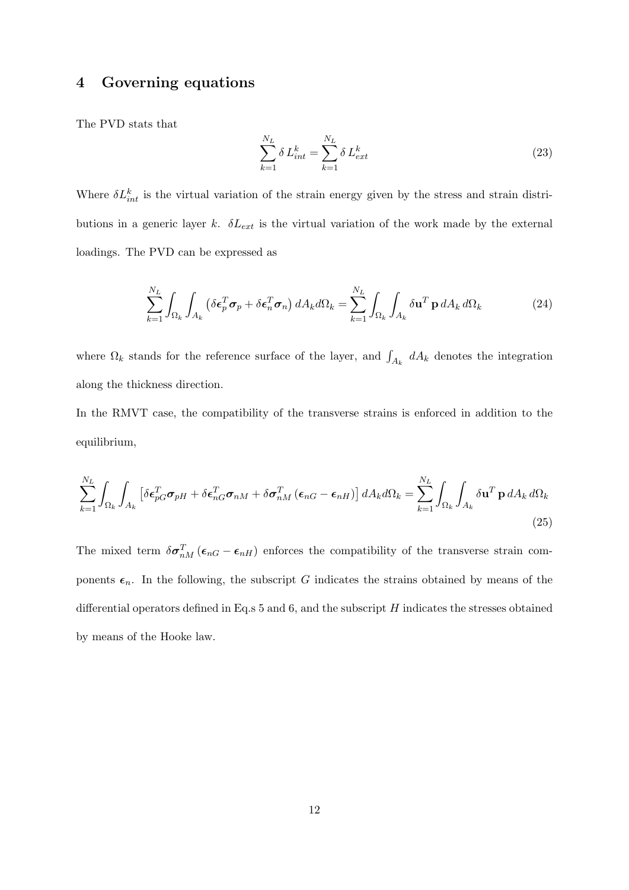## 4 Governing equations

The PVD stats that

$$\sum_{k=1}^{N_L} \delta\, L_{int}^k = \sum_{k=1}^{N_L} \delta\, L_{ext}^k \tag{23}$$

Where $\delta L_{int}^k$ is the virtual variation of the strain energy given by the stress and strain distributions in a generic layer $k$. $\delta L_{ext}$ is the virtual variation of the work made by the external loadings. The PVD can be expressed as

$$\sum_{k=1}^{N_L} \int_{\Omega_k} \int_{A_k} \left( \delta \boldsymbol{\epsilon}_p^T \boldsymbol{\sigma}_p + \delta \boldsymbol{\epsilon}_n^T \boldsymbol{\sigma}_n \right) dA_k d\Omega_k = \sum_{k=1}^{N_L} \int_{\Omega_k} \int_{A_k} \delta \mathbf{u}^T \, \mathbf{p} \, dA_k \, d\Omega_k \tag{24}$$

where $\Omega_k$ stands for the reference surface of the layer, and $\int_{A_k} \, dA_k$ denotes the integration along the thickness direction.

In the RMVT case, the compatibility of the transverse strains is enforced in addition to the equilibrium,

$$\sum_{k=1}^{N_L} \int_{\Omega_k} \int_{A_k} \left[ \delta \boldsymbol{\epsilon}_{pG}^T \boldsymbol{\sigma}_{pH} + \delta \boldsymbol{\epsilon}_{nG}^T \boldsymbol{\sigma}_{nM} + \delta \boldsymbol{\sigma}_{nM}^T \left( \boldsymbol{\epsilon}_{nG} - \boldsymbol{\epsilon}_{nH} \right) \right] dA_k d\Omega_k = \sum_{k=1}^{N_L} \int_{\Omega_k} \int_{A_k} \delta \mathbf{u}^T \, \mathbf{p} \, dA_k \, d\Omega_k \tag{25}$$

The mixed term $\delta \boldsymbol{\sigma}_{nM}^T \left( \boldsymbol{\epsilon}_{nG} - \boldsymbol{\epsilon}_{nH} \right)$ enforces the compatibility of the transverse strain components $\boldsymbol{\epsilon}_n$. In the following, the subscript $G$ indicates the strains obtained by means of the differential operators defined in Eq.s 5 and 6, and the subscript $H$ indicates the stresses obtained by means of the Hooke law.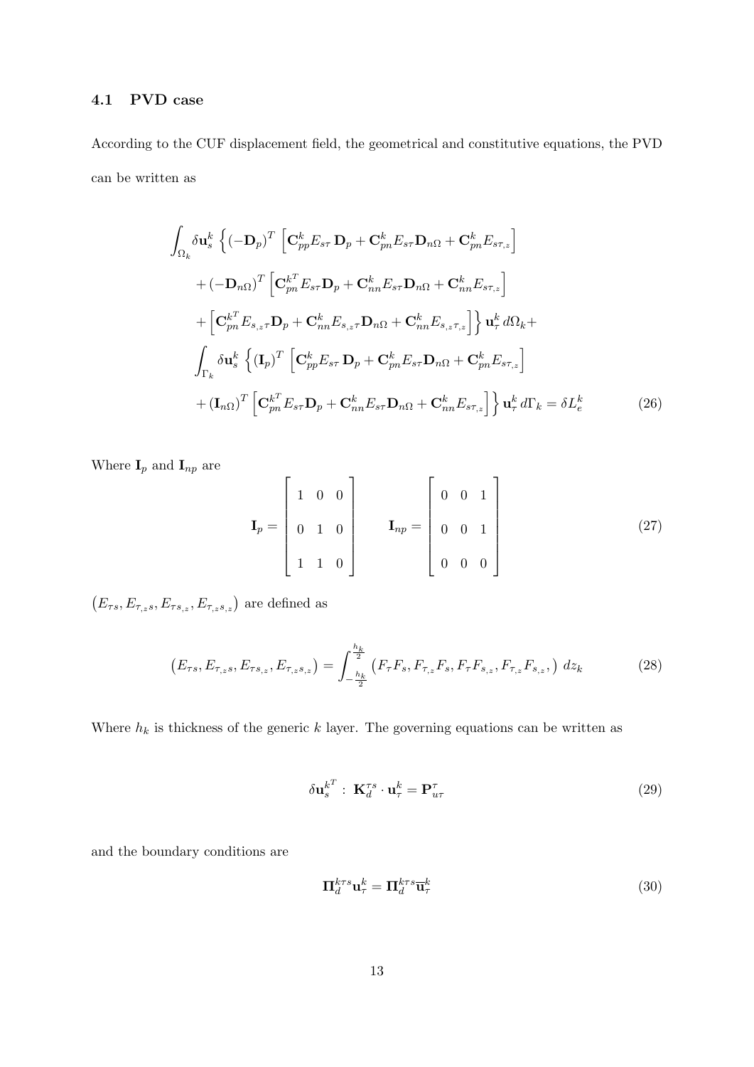### 4.1 PVD case

According to the CUF displacement field, the geometrical and constitutive equations, the PVD can be written as

$$
\begin{aligned}
&\int_{\Omega_k} \delta \mathbf{u}_s^k \Big\{ (-\mathbf{D}_p)^T \left[ \mathbf{C}_{pp}^k E_{s\tau}\, \mathbf{D}_p + \mathbf{C}_{pn}^k E_{s\tau} \mathbf{D}_{n\Omega} + \mathbf{C}_{pn}^k E_{s\tau_{,z}} \right] \\
&\quad + (-\mathbf{D}_{n\Omega})^T \left[ \mathbf{C}_{pn}^{k^T} E_{s\tau} \mathbf{D}_p + \mathbf{C}_{nn}^k E_{s\tau} \mathbf{D}_{n\Omega} + \mathbf{C}_{nn}^k E_{s\tau_{,z}} \right] \\
&\quad + \left[ \mathbf{C}_{pn}^{k^T} E_{s_{,z}\tau} \mathbf{D}_p + \mathbf{C}_{nn}^k E_{s_{,z}\tau} \mathbf{D}_{n\Omega} + \mathbf{C}_{nn}^k E_{s_{,z}\tau_{,z}} \right] \Big\} \mathbf{u}_\tau^k \, d\Omega_k + \\
&\int_{\Gamma_k} \delta \mathbf{u}_s^k \Big\{ (\mathbf{I}_p)^T \left[ \mathbf{C}_{pp}^k E_{s\tau}\, \mathbf{D}_p + \mathbf{C}_{pn}^k E_{s\tau} \mathbf{D}_{n\Omega} + \mathbf{C}_{pn}^k E_{s\tau_{,z}} \right] \\
&\quad + (\mathbf{I}_{n\Omega})^T \left[ \mathbf{C}_{pn}^{k^T} E_{s\tau} \mathbf{D}_p + \mathbf{C}_{nn}^k E_{s\tau} \mathbf{D}_{n\Omega} + \mathbf{C}_{nn}^k E_{s\tau_{,z}} \right] \Big\} \mathbf{u}_\tau^k \, d\Gamma_k = \delta L_e^k
\end{aligned}
\tag{26}
$$

Where $\mathbf{I}_p$ and $\mathbf{I}_{np}$ are

$$
\mathbf{I}_p = \begin{bmatrix} 1 & 0 & 0 \\ 0 & 1 & 0 \\ 1 & 1 & 0 \end{bmatrix} \qquad \mathbf{I}_{np} = \begin{bmatrix} 0 & 0 & 1 \\ 0 & 0 & 1 \\ 0 & 0 & 0 \end{bmatrix}
\tag{27}
$$

$\left(E_{\tau s}, E_{\tau_{,z} s}, E_{\tau s_{,z}}, E_{\tau_{,z} s_{,z}}\right)$ are defined as

$$
\left(E_{\tau s}, E_{\tau_{,z} s}, E_{\tau s_{,z}}, E_{\tau_{,z} s_{,z}}\right) = \int_{-\frac{h_k}{2}}^{\frac{h_k}{2}} \left(F_\tau F_s, F_{\tau_{,z}} F_s, F_\tau F_{s_{,z}}, F_{\tau_{,z}} F_{s_{,z}},\right) \, dz_k
\tag{28}
$$

Where $h_k$ is thickness of the generic $k$ layer. The governing equations can be written as

$$
\delta \mathbf{u}_s^{k^T} \, : \, \mathbf{K}_d^{\tau s} \cdot \mathbf{u}_\tau^k = \mathbf{P}_{u\tau}^\tau
\tag{29}
$$

and the boundary conditions are

$$
\mathbf{\Pi}_d^{k\tau s} \mathbf{u}_\tau^k = \mathbf{\Pi}_d^{k\tau s} \overline{\mathbf{u}}_\tau^k
\tag{30}
$$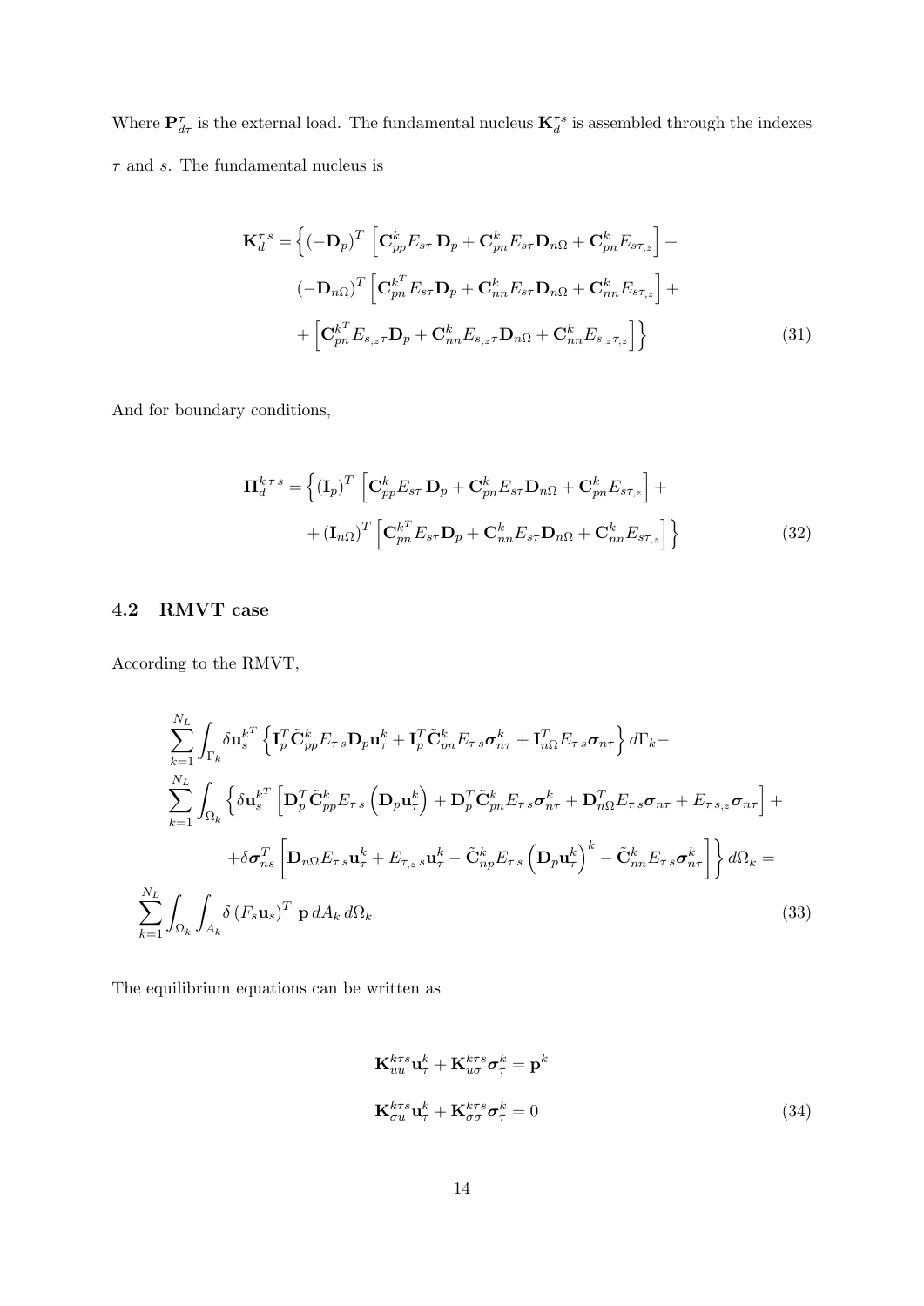Where $\mathbf{P}_{d\tau}^{\tau}$ is the external load. The fundamental nucleus $\mathbf{K}_d^{\tau s}$ is assembled through the indexes $\tau$ and $s$. The fundamental nucleus is

$$
\begin{aligned}
\mathbf{K}_d^{\tau s} = \Big\{ & (-\mathbf{D}_p)^T \left[ \mathbf{C}_{pp}^k E_{s\tau}\, \mathbf{D}_p + \mathbf{C}_{pn}^k E_{s\tau} \mathbf{D}_{n\Omega} + \mathbf{C}_{pn}^k E_{s\tau_{,z}} \right] + \\
& (-\mathbf{D}_{n\Omega})^T \left[ \mathbf{C}_{pn}^{k^T} E_{s\tau} \mathbf{D}_p + \mathbf{C}_{nn}^k E_{s\tau} \mathbf{D}_{n\Omega} + \mathbf{C}_{nn}^k E_{s\tau_{,z}} \right] + \\
& + \left[ \mathbf{C}_{pn}^{k^T} E_{s_{,z}\tau} \mathbf{D}_p + \mathbf{C}_{nn}^k E_{s_{,z}\tau} \mathbf{D}_{n\Omega} + \mathbf{C}_{nn}^k E_{s_{,z}\tau_{,z}} \right] \Big\}
\end{aligned} \tag{31}
$$

And for boundary conditions,

$$
\begin{aligned}
\mathbf{\Pi}_d^{k\,\tau\,s} = \Big\{ & (\mathbf{I}_p)^T \left[ \mathbf{C}_{pp}^k E_{s\tau}\, \mathbf{D}_p + \mathbf{C}_{pn}^k E_{s\tau} \mathbf{D}_{n\Omega} + \mathbf{C}_{pn}^k E_{s\tau_{,z}} \right] + \\
& + (\mathbf{I}_{n\Omega})^T \left[ \mathbf{C}_{pn}^{k^T} E_{s\tau} \mathbf{D}_p + \mathbf{C}_{nn}^k E_{s\tau} \mathbf{D}_{n\Omega} + \mathbf{C}_{nn}^k E_{s\tau_{,z}} \right] \Big\}
\end{aligned} \tag{32}
$$

## 4.2 RMVT case

According to the RMVT,

$$
\begin{aligned}
& \sum_{k=1}^{N_L} \int_{\Gamma_k} \delta \mathbf{u}_s^{k^T} \left\{ \mathbf{I}_p^T \tilde{\mathbf{C}}_{pp}^k E_{\tau\, s} \mathbf{D}_p \mathbf{u}_\tau^k + \mathbf{I}_p^T \tilde{\mathbf{C}}_{pn}^k E_{\tau\, s} \boldsymbol{\sigma}_{n\tau}^k + \mathbf{I}_{n\Omega}^T E_{\tau\, s} \boldsymbol{\sigma}_{n\tau} \right\} d\Gamma_k - \\
& \sum_{k=1}^{N_L} \int_{\Omega_k} \Big\{ \delta \mathbf{u}_s^{k^T} \left[ \mathbf{D}_p^T \tilde{\mathbf{C}}_{pp}^k E_{\tau\, s} \left( \mathbf{D}_p \mathbf{u}_\tau^k \right) + \mathbf{D}_p^T \tilde{\mathbf{C}}_{pn}^k E_{\tau\, s} \boldsymbol{\sigma}_{n\tau}^k + \mathbf{D}_{n\Omega}^T E_{\tau\, s} \boldsymbol{\sigma}_{n\tau} + E_{\tau\, s_{,z}} \boldsymbol{\sigma}_{n\tau} \right] + \\
& \qquad + \delta \boldsymbol{\sigma}_{ns}^T \left[ \mathbf{D}_{n\Omega} E_{\tau\, s} \mathbf{u}_\tau^k + E_{\tau_{,z}\, s} \mathbf{u}_\tau^k - \tilde{\mathbf{C}}_{np}^k E_{\tau\, s} \left( \mathbf{D}_p \mathbf{u}_\tau^k \right)^k - \tilde{\mathbf{C}}_{nn}^k E_{\tau\, s} \boldsymbol{\sigma}_{n\tau}^k \right] \Big\} d\Omega_k = \\
& \sum_{k=1}^{N_L} \int_{\Omega_k} \int_{A_k} \delta \left( F_s \mathbf{u}_s \right)^T \, \mathbf{p} \, dA_k \, d\Omega_k
\end{aligned} \tag{33}
$$

The equilibrium equations can be written as

$$
\begin{aligned}
& \mathbf{K}_{uu}^{k\tau s} \mathbf{u}_\tau^k + \mathbf{K}_{u\sigma}^{k\tau s} \boldsymbol{\sigma}_\tau^k = \mathbf{p}^k \\
& \mathbf{K}_{\sigma u}^{k\tau s} \mathbf{u}_\tau^k + \mathbf{K}_{\sigma\sigma}^{k\tau s} \boldsymbol{\sigma}_\tau^k = 0
\end{aligned} \tag{34}
$$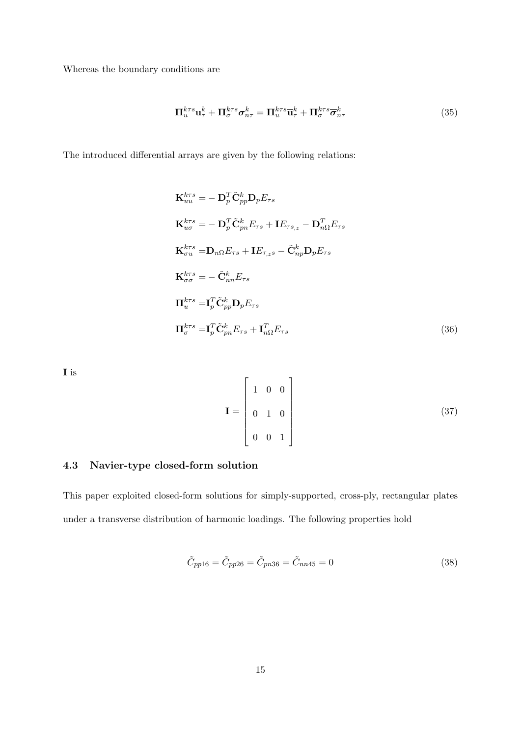Whereas the boundary conditions are

$$\mathbf{\Pi}_u^{k\tau s}\mathbf{u}_\tau^k + \mathbf{\Pi}_\sigma^{k\tau s}\boldsymbol{\sigma}_{n\tau}^k = \mathbf{\Pi}_u^{k\tau s}\overline{\mathbf{u}}_\tau^k + \mathbf{\Pi}_\sigma^{k\tau s}\overline{\boldsymbol{\sigma}}_{n\tau}^k \tag{35}$$

The introduced differential arrays are given by the following relations:

$$\begin{aligned}
\mathbf{K}_{uu}^{k\tau s} =& -\mathbf{D}_p^T\tilde{\mathbf{C}}_{pp}^k\mathbf{D}_p E_{\tau s}\\
\mathbf{K}_{u\sigma}^{k\tau s} =& -\mathbf{D}_p^T\tilde{\mathbf{C}}_{pn}^k E_{\tau s} + \mathbf{I}E_{\tau s_{,z}} - \mathbf{D}_{n\Omega}^T E_{\tau s}\\
\mathbf{K}_{\sigma u}^{k\tau s} =& \mathbf{D}_{n\Omega} E_{\tau s} + \mathbf{I}E_{\tau_{,z} s} - \tilde{\mathbf{C}}_{np}^k\mathbf{D}_p E_{\tau s}\\
\mathbf{K}_{\sigma\sigma}^{k\tau s} =& -\tilde{\mathbf{C}}_{nn}^k E_{\tau s}\\
\mathbf{\Pi}_u^{k\tau s} =& \mathbf{I}_p^T\tilde{\mathbf{C}}_{pp}^k\mathbf{D}_p E_{\tau s}\\
\mathbf{\Pi}_\sigma^{k\tau s} =& \mathbf{I}_p^T\tilde{\mathbf{C}}_{pn}^k E_{\tau s} + \mathbf{I}_{n\Omega}^T E_{\tau s}
\end{aligned} \tag{36}$$

**I** is

$$\mathbf{I} = \begin{bmatrix} 1 & 0 & 0 \\ 0 & 1 & 0 \\ 0 & 0 & 1 \end{bmatrix} \tag{37}$$

### 4.3 Navier-type closed-form solution

This paper exploited closed-form solutions for simply-supported, cross-ply, rectangular plates under a transverse distribution of harmonic loadings. The following properties hold

$$\tilde{C}_{pp16} = \tilde{C}_{pp26} = \tilde{C}_{pn36} = \tilde{C}_{nn45} = 0 \tag{38}$$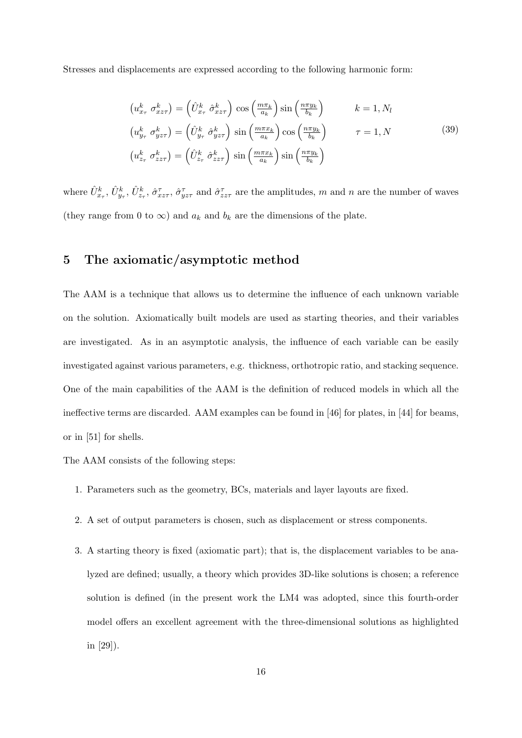Stresses and displacements are expressed according to the following harmonic form:

$$
\begin{aligned}
\left(u^k_{x_\tau}\ \sigma^k_{xz\tau}\right) &= \left(\hat{U}^k_{x_\tau}\ \hat{\sigma}^k_{xz\tau}\right)\,\cos\left(\frac{m\pi_k}{a_k}\right)\sin\left(\frac{n\pi y_k}{b_k}\right) \qquad & k = 1, N_l \\
\left(u^k_{y_\tau}\ \sigma^k_{yz\tau}\right) &= \left(\hat{U}^k_{y_\tau}\ \hat{\sigma}^k_{yz\tau}\right)\,\sin\left(\frac{m\pi x_k}{a_k}\right)\cos\left(\frac{n\pi y_k}{b_k}\right) \qquad & \tau = 1, N \\
\left(u^k_{z_\tau}\ \sigma^k_{zz\tau}\right) &= \left(\hat{U}^k_{z_\tau}\ \hat{\sigma}^k_{zz\tau}\right)\,\sin\left(\frac{m\pi x_k}{a_k}\right)\sin\left(\frac{n\pi y_k}{b_k}\right) &
\end{aligned}
\tag{39}
$$

where $\hat{U}^k_{x_\tau}$, $\hat{U}^k_{y_\tau}$, $\hat{U}^k_{z_\tau}$, $\hat{\sigma}^\tau_{xz\tau}$, $\hat{\sigma}^\tau_{yz\tau}$ and $\hat{\sigma}^\tau_{zz\tau}$ are the amplitudes, $m$ and $n$ are the number of waves (they range from 0 to $\infty$) and $a_k$ and $b_k$ are the dimensions of the plate.

## 5 The axiomatic/asymptotic method

The AAM is a technique that allows us to determine the influence of each unknown variable on the solution. Axiomatically built models are used as starting theories, and their variables are investigated. As in an asymptotic analysis, the influence of each variable can be easily investigated against various parameters, e.g. thickness, orthotropic ratio, and stacking sequence. One of the main capabilities of the AAM is the definition of reduced models in which all the ineffective terms are discarded. AAM examples can be found in [46] for plates, in [44] for beams, or in [51] for shells.

The AAM consists of the following steps:

1. Parameters such as the geometry, BCs, materials and layer layouts are fixed.
2. A set of output parameters is chosen, such as displacement or stress components.
3. A starting theory is fixed (axiomatic part); that is, the displacement variables to be analyzed are defined; usually, a theory which provides 3D-like solutions is chosen; a reference solution is defined (in the present work the LM4 was adopted, since this fourth-order model offers an excellent agreement with the three-dimensional solutions as highlighted in [29]).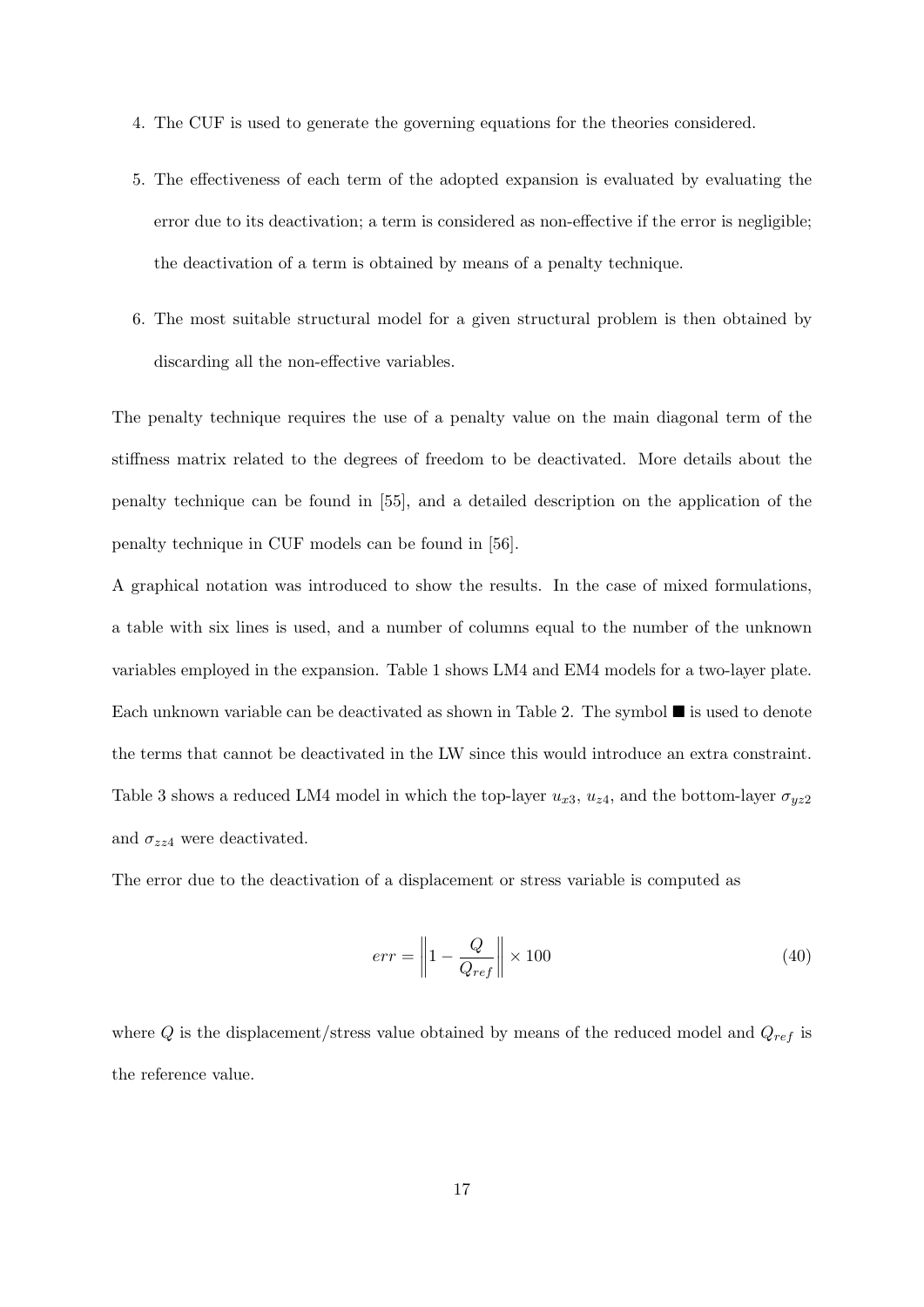4. The CUF is used to generate the governing equations for the theories considered.
5. The effectiveness of each term of the adopted expansion is evaluated by evaluating the error due to its deactivation; a term is considered as non-effective if the error is negligible; the deactivation of a term is obtained by means of a penalty technique.
6. The most suitable structural model for a given structural problem is then obtained by discarding all the non-effective variables.

The penalty technique requires the use of a penalty value on the main diagonal term of the stiffness matrix related to the degrees of freedom to be deactivated. More details about the penalty technique can be found in [55], and a detailed description on the application of the penalty technique in CUF models can be found in [56].

A graphical notation was introduced to show the results. In the case of mixed formulations, a table with six lines is used, and a number of columns equal to the number of the unknown variables employed in the expansion. Table 1 shows LM4 and EM4 models for a two-layer plate. Each unknown variable can be deactivated as shown in Table 2. The symbol ■ is used to denote the terms that cannot be deactivated in the LW since this would introduce an extra constraint. Table 3 shows a reduced LM4 model in which the top-layer $u_{x3}$, $u_{z4}$, and the bottom-layer $\sigma_{yz2}$ and $\sigma_{zz4}$ were deactivated.

The error due to the deactivation of a displacement or stress variable is computed as

$$err = \left\| 1 - \frac{Q}{Q_{ref}} \right\| \times 100 \tag{40}$$

where $Q$ is the displacement/stress value obtained by means of the reduced model and $Q_{ref}$ is the reference value.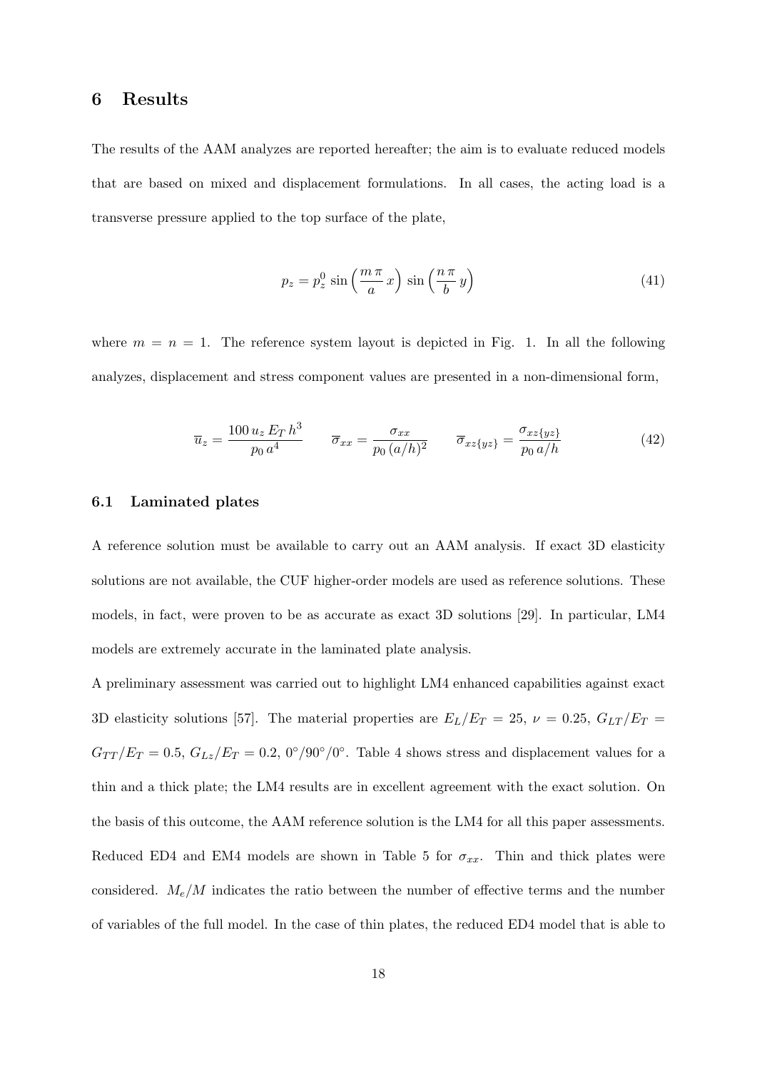## 6 Results

The results of the AAM analyzes are reported hereafter; the aim is to evaluate reduced models that are based on mixed and displacement formulations. In all cases, the acting load is a transverse pressure applied to the top surface of the plate,

$$p_z = p_z^0 \sin\left(\frac{m\,\pi}{a}\,x\right)\,\sin\left(\frac{n\,\pi}{b}\,y\right) \tag{41}$$

where $m = n = 1$. The reference system layout is depicted in Fig. 1. In all the following analyzes, displacement and stress component values are presented in a non-dimensional form,

$$\overline{u}_z = \frac{100\,u_z\,E_T\,h^3}{p_0\,a^4} \qquad \overline{\sigma}_{xx} = \frac{\sigma_{xx}}{p_0\,(a/h)^2} \qquad \overline{\sigma}_{xz\{yz\}} = \frac{\sigma_{xz\{yz\}}}{p_0\,a/h} \tag{42}$$

### 6.1 Laminated plates

A reference solution must be available to carry out an AAM analysis. If exact 3D elasticity solutions are not available, the CUF higher-order models are used as reference solutions. These models, in fact, were proven to be as accurate as exact 3D solutions [29]. In particular, LM4 models are extremely accurate in the laminated plate analysis.

A preliminary assessment was carried out to highlight LM4 enhanced capabilities against exact 3D elasticity solutions [57]. The material properties are $E_L/E_T = 25$, $\nu = 0.25$, $G_{LT}/E_T = G_{TT}/E_T = 0.5$, $G_{Lz}/E_T = 0.2$, $0^\circ/90^\circ/0^\circ$. Table 4 shows stress and displacement values for a thin and a thick plate; the LM4 results are in excellent agreement with the exact solution. On the basis of this outcome, the AAM reference solution is the LM4 for all this paper assessments. Reduced ED4 and EM4 models are shown in Table 5 for $\sigma_{xx}$. Thin and thick plates were considered. $M_e/M$ indicates the ratio between the number of effective terms and the number of variables of the full model. In the case of thin plates, the reduced ED4 model that is able to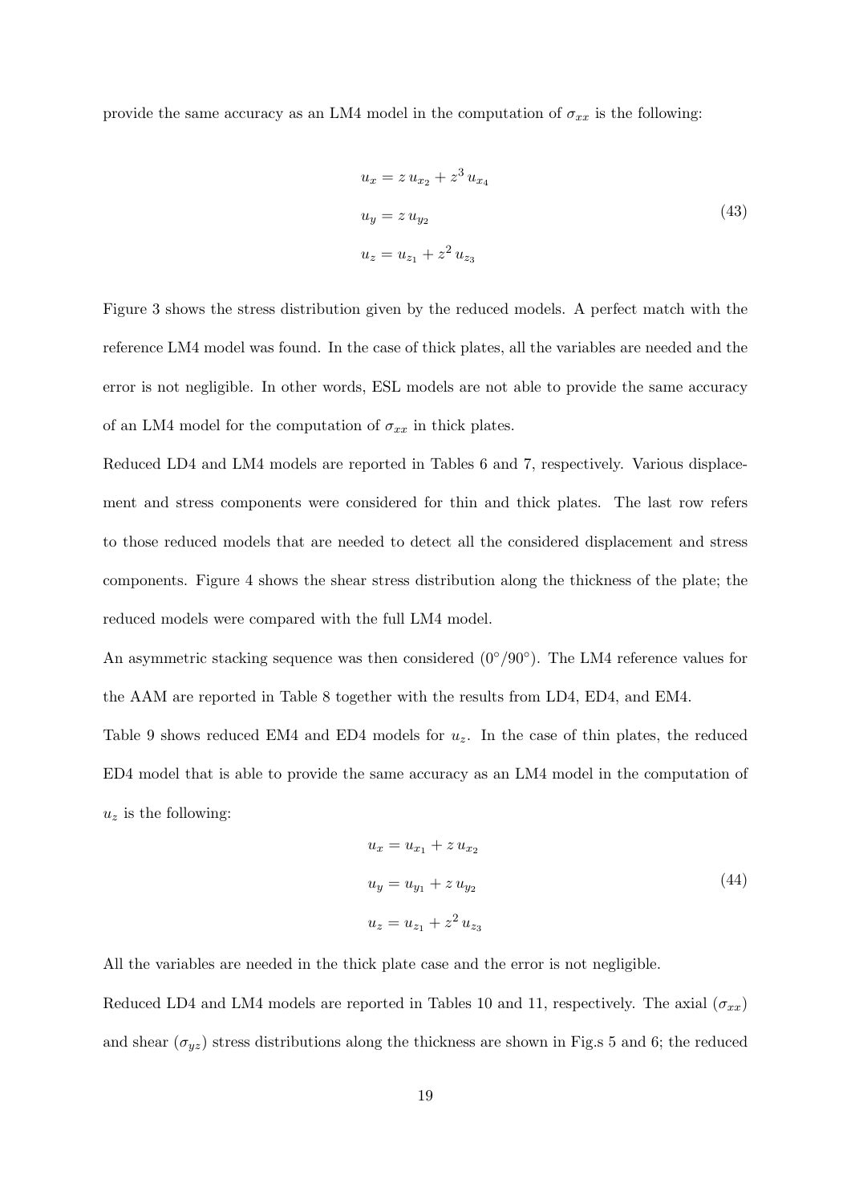provide the same accuracy as an LM4 model in the computation of $\sigma_{xx}$ is the following:

$$
\begin{aligned}
u_x &= z\, u_{x_2} + z^3\, u_{x_4} \\
u_y &= z\, u_{y_2} \\
u_z &= u_{z_1} + z^2\, u_{z_3}
\end{aligned}
\tag{43}
$$

Figure 3 shows the stress distribution given by the reduced models. A perfect match with the reference LM4 model was found. In the case of thick plates, all the variables are needed and the error is not negligible. In other words, ESL models are not able to provide the same accuracy of an LM4 model for the computation of $\sigma_{xx}$ in thick plates.

Reduced LD4 and LM4 models are reported in Tables 6 and 7, respectively. Various displacement and stress components were considered for thin and thick plates. The last row refers to those reduced models that are needed to detect all the considered displacement and stress components. Figure 4 shows the shear stress distribution along the thickness of the plate; the reduced models were compared with the full LM4 model.

An asymmetric stacking sequence was then considered ($0°/90°$). The LM4 reference values for the AAM are reported in Table 8 together with the results from LD4, ED4, and EM4.

Table 9 shows reduced EM4 and ED4 models for $u_z$. In the case of thin plates, the reduced ED4 model that is able to provide the same accuracy as an LM4 model in the computation of $u_z$ is the following:

$$
\begin{aligned}
u_x &= u_{x_1} + z\, u_{x_2} \\
u_y &= u_{y_1} + z\, u_{y_2} \\
u_z &= u_{z_1} + z^2\, u_{z_3}
\end{aligned}
\tag{44}
$$

All the variables are needed in the thick plate case and the error is not negligible.

Reduced LD4 and LM4 models are reported in Tables 10 and 11, respectively. The axial ($\sigma_{xx}$) and shear ($\sigma_{yz}$) stress distributions along the thickness are shown in Fig.s 5 and 6; the reduced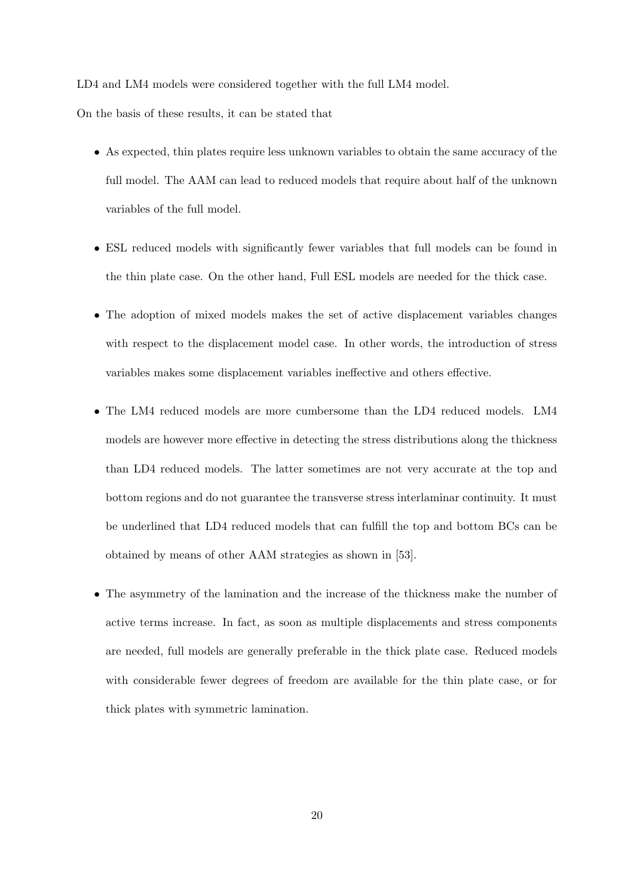LD4 and LM4 models were considered together with the full LM4 model.

On the basis of these results, it can be stated that

- As expected, thin plates require less unknown variables to obtain the same accuracy of the full model. The AAM can lead to reduced models that require about half of the unknown variables of the full model.
- ESL reduced models with significantly fewer variables that full models can be found in the thin plate case. On the other hand, Full ESL models are needed for the thick case.
- The adoption of mixed models makes the set of active displacement variables changes with respect to the displacement model case. In other words, the introduction of stress variables makes some displacement variables ineffective and others effective.
- The LM4 reduced models are more cumbersome than the LD4 reduced models. LM4 models are however more effective in detecting the stress distributions along the thickness than LD4 reduced models. The latter sometimes are not very accurate at the top and bottom regions and do not guarantee the transverse stress interlaminar continuity. It must be underlined that LD4 reduced models that can fulfill the top and bottom BCs can be obtained by means of other AAM strategies as shown in [53].
- The asymmetry of the lamination and the increase of the thickness make the number of active terms increase. In fact, as soon as multiple displacements and stress components are needed, full models are generally preferable in the thick plate case. Reduced models with considerable fewer degrees of freedom are available for the thin plate case, or for thick plates with symmetric lamination.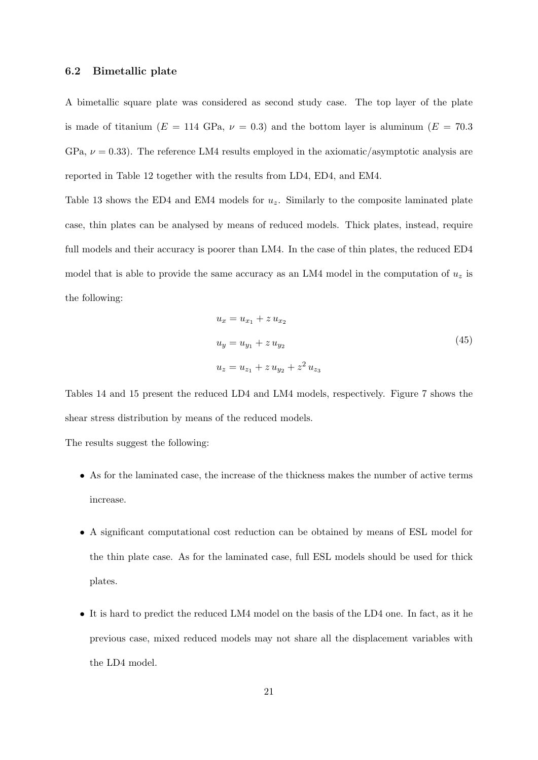### 6.2 Bimetallic plate

A bimetallic square plate was considered as second study case. The top layer of the plate is made of titanium ($E$ = 114 GPa, $\nu$ = 0.3) and the bottom layer is aluminum ($E$ = 70.3 GPa, $\nu = 0.33$). The reference LM4 results employed in the axiomatic/asymptotic analysis are reported in Table 12 together with the results from LD4, ED4, and EM4.

Table 13 shows the ED4 and EM4 models for $u_z$. Similarly to the composite laminated plate case, thin plates can be analysed by means of reduced models. Thick plates, instead, require full models and their accuracy is poorer than LM4. In the case of thin plates, the reduced ED4 model that is able to provide the same accuracy as an LM4 model in the computation of $u_z$ is the following:

$$
\begin{aligned}
u_x &= u_{x_1} + z\, u_{x_2} \\
u_y &= u_{y_1} + z\, u_{y_2} \\
u_z &= u_{z_1} + z\, u_{y_2} + z^2\, u_{z_3}
\end{aligned}
\tag{45}
$$

Tables 14 and 15 present the reduced LD4 and LM4 models, respectively. Figure 7 shows the shear stress distribution by means of the reduced models.

The results suggest the following:

- As for the laminated case, the increase of the thickness makes the number of active terms increase.
- A significant computational cost reduction can be obtained by means of ESL model for the thin plate case. As for the laminated case, full ESL models should be used for thick plates.
- It is hard to predict the reduced LM4 model on the basis of the LD4 one. In fact, as it he previous case, mixed reduced models may not share all the displacement variables with the LD4 model.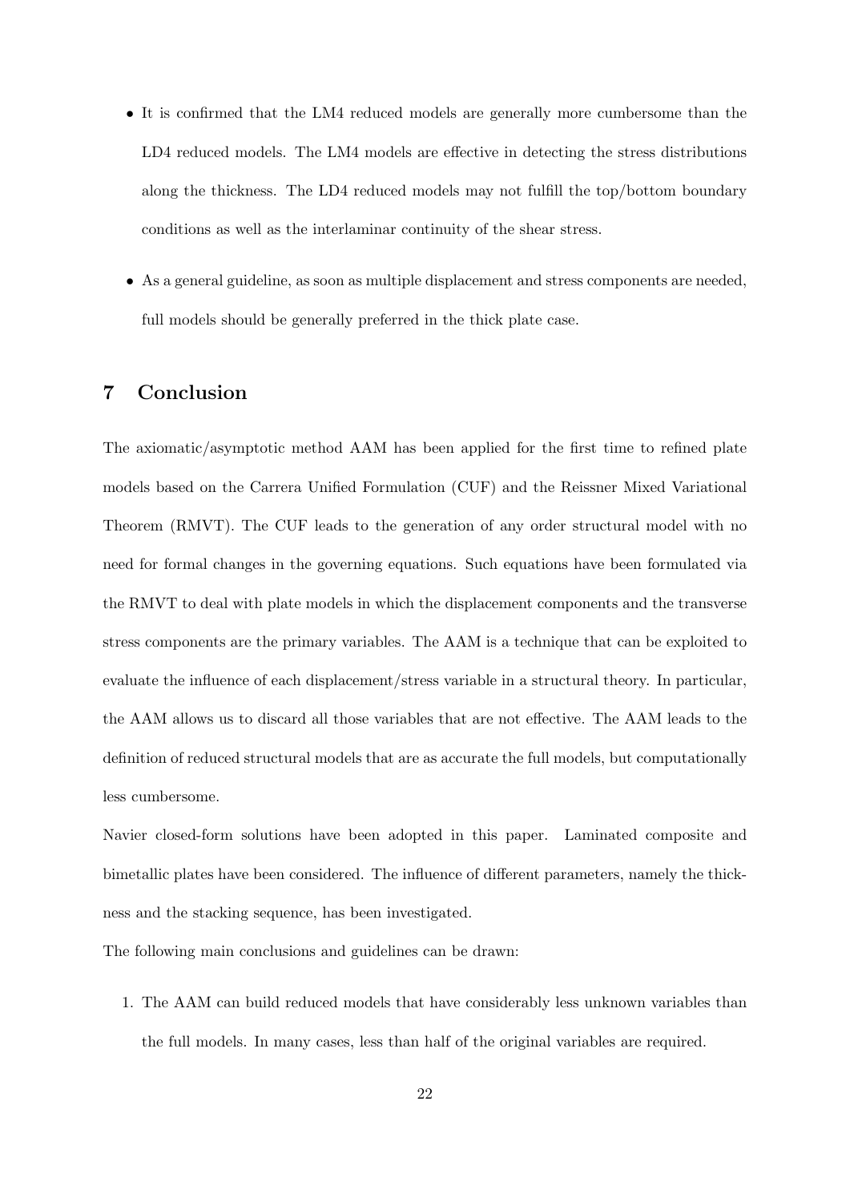- It is confirmed that the LM4 reduced models are generally more cumbersome than the LD4 reduced models. The LM4 models are effective in detecting the stress distributions along the thickness. The LD4 reduced models may not fulfill the top/bottom boundary conditions as well as the interlaminar continuity of the shear stress.

- As a general guideline, as soon as multiple displacement and stress components are needed, full models should be generally preferred in the thick plate case.

## 7 Conclusion

The axiomatic/asymptotic method AAM has been applied for the first time to refined plate models based on the Carrera Unified Formulation (CUF) and the Reissner Mixed Variational Theorem (RMVT). The CUF leads to the generation of any order structural model with no need for formal changes in the governing equations. Such equations have been formulated via the RMVT to deal with plate models in which the displacement components and the transverse stress components are the primary variables. The AAM is a technique that can be exploited to evaluate the influence of each displacement/stress variable in a structural theory. In particular, the AAM allows us to discard all those variables that are not effective. The AAM leads to the definition of reduced structural models that are as accurate the full models, but computationally less cumbersome.

Navier closed-form solutions have been adopted in this paper. Laminated composite and bimetallic plates have been considered. The influence of different parameters, namely the thickness and the stacking sequence, has been investigated.

The following main conclusions and guidelines can be drawn:

1. The AAM can build reduced models that have considerably less unknown variables than the full models. In many cases, less than half of the original variables are required.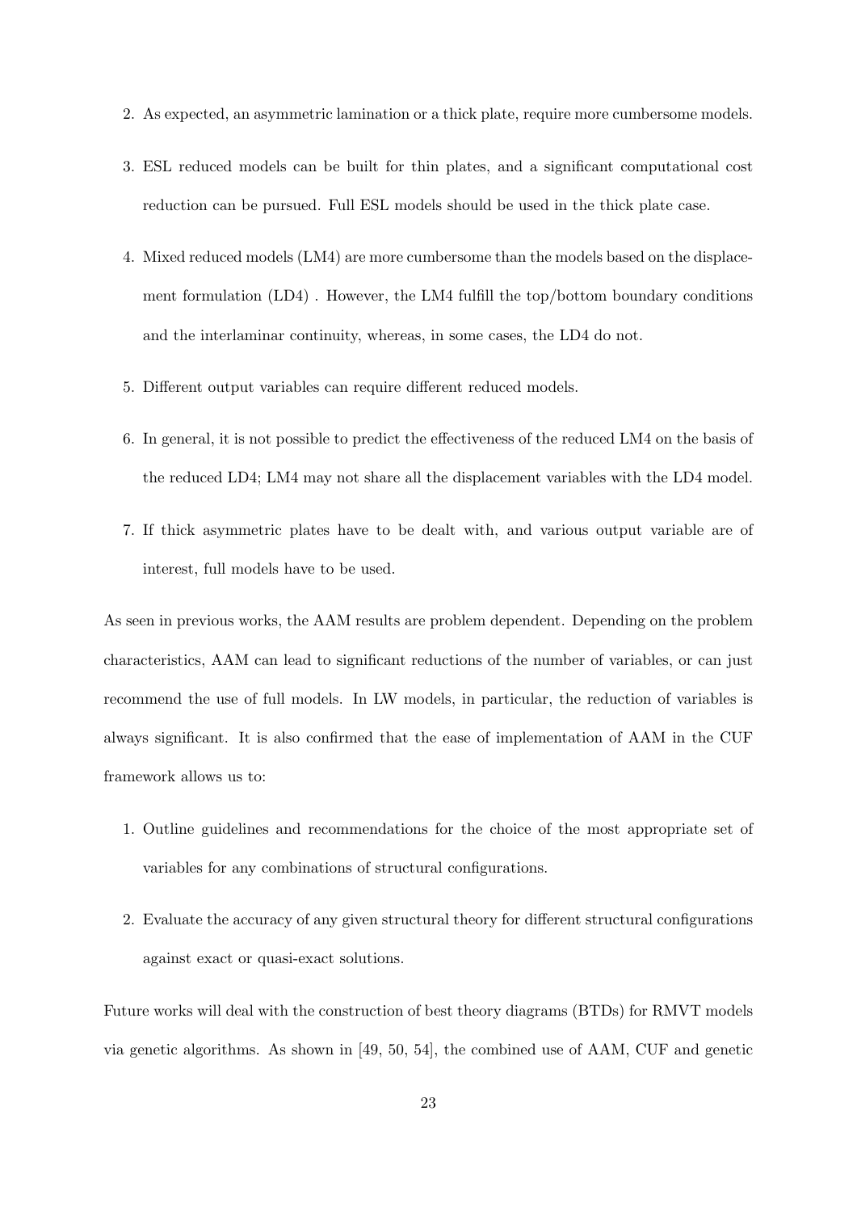2. As expected, an asymmetric lamination or a thick plate, require more cumbersome models.

3. ESL reduced models can be built for thin plates, and a significant computational cost reduction can be pursued. Full ESL models should be used in the thick plate case.

4. Mixed reduced models (LM4) are more cumbersome than the models based on the displacement formulation (LD4) . However, the LM4 fulfill the top/bottom boundary conditions and the interlaminar continuity, whereas, in some cases, the LD4 do not.

5. Different output variables can require different reduced models.

6. In general, it is not possible to predict the effectiveness of the reduced LM4 on the basis of the reduced LD4; LM4 may not share all the displacement variables with the LD4 model.

7. If thick asymmetric plates have to be dealt with, and various output variable are of interest, full models have to be used.

As seen in previous works, the AAM results are problem dependent. Depending on the problem characteristics, AAM can lead to significant reductions of the number of variables, or can just recommend the use of full models. In LW models, in particular, the reduction of variables is always significant. It is also confirmed that the ease of implementation of AAM in the CUF framework allows us to:

1. Outline guidelines and recommendations for the choice of the most appropriate set of variables for any combinations of structural configurations.

2. Evaluate the accuracy of any given structural theory for different structural configurations against exact or quasi-exact solutions.

Future works will deal with the construction of best theory diagrams (BTDs) for RMVT models via genetic algorithms. As shown in [49, 50, 54], the combined use of AAM, CUF and genetic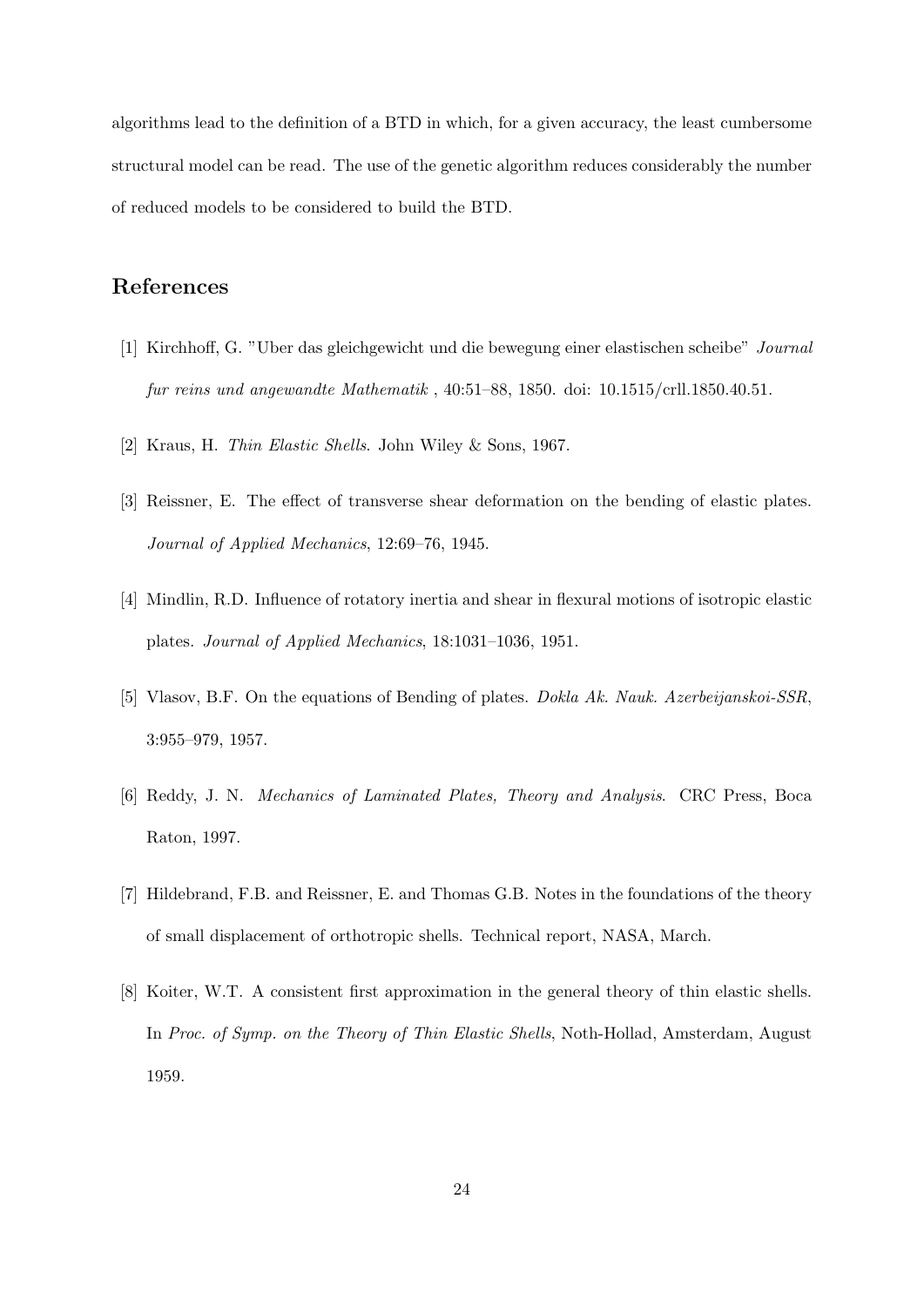algorithms lead to the definition of a BTD in which, for a given accuracy, the least cumbersome structural model can be read. The use of the genetic algorithm reduces considerably the number of reduced models to be considered to build the BTD.

## References

[1] Kirchhoff, G. "Uber das gleichgewicht und die bewegung einer elastischen scheibe" *Journal fur reins und angewandte Mathematik* , 40:51–88, 1850. doi: 10.1515/crll.1850.40.51.

[2] Kraus, H. *Thin Elastic Shells*. John Wiley & Sons, 1967.

[3] Reissner, E. The effect of transverse shear deformation on the bending of elastic plates. *Journal of Applied Mechanics*, 12:69–76, 1945.

[4] Mindlin, R.D. Influence of rotatory inertia and shear in flexural motions of isotropic elastic plates. *Journal of Applied Mechanics*, 18:1031–1036, 1951.

[5] Vlasov, B.F. On the equations of Bending of plates. *Dokla Ak. Nauk. Azerbeijanskoi-SSR*, 3:955–979, 1957.

[6] Reddy, J. N. *Mechanics of Laminated Plates, Theory and Analysis*. CRC Press, Boca Raton, 1997.

[7] Hildebrand, F.B. and Reissner, E. and Thomas G.B. Notes in the foundations of the theory of small displacement of orthotropic shells. Technical report, NASA, March.

[8] Koiter, W.T. A consistent first approximation in the general theory of thin elastic shells. In *Proc. of Symp. on the Theory of Thin Elastic Shells*, Noth-Hollad, Amsterdam, August 1959.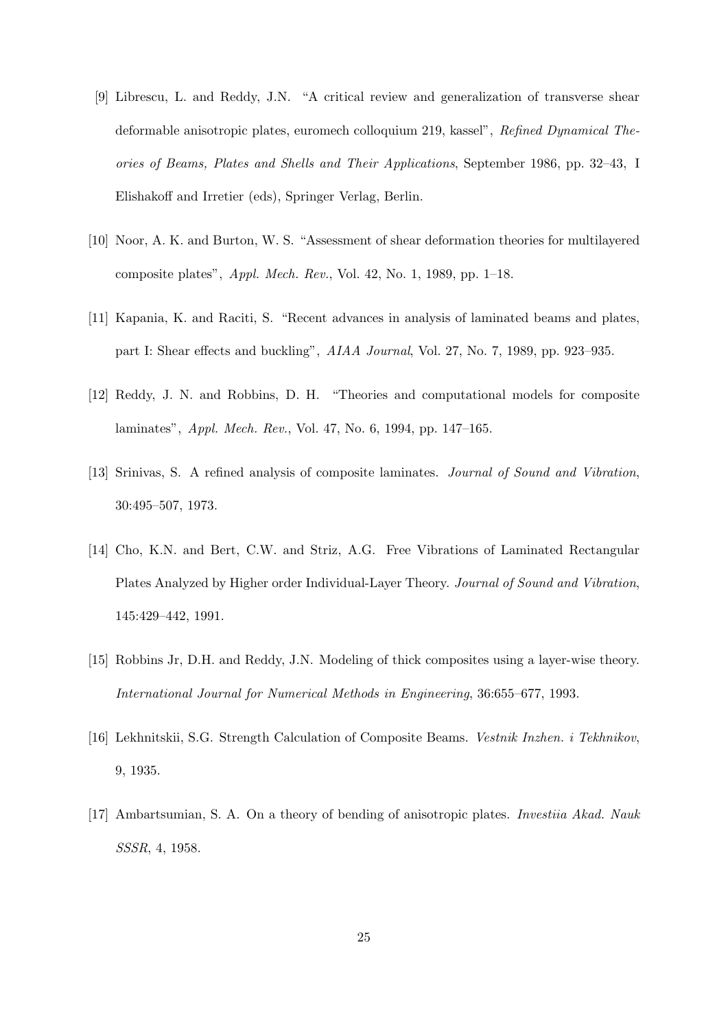[9] Librescu, L. and Reddy, J.N. "A critical review and generalization of transverse shear deformable anisotropic plates, euromech colloquium 219, kassel", *Refined Dynamical Theories of Beams, Plates and Shells and Their Applications*, September 1986, pp. 32–43, I Elishakoff and Irretier (eds), Springer Verlag, Berlin.

[10] Noor, A. K. and Burton, W. S. "Assessment of shear deformation theories for multilayered composite plates", *Appl. Mech. Rev.*, Vol. 42, No. 1, 1989, pp. 1–18.

[11] Kapania, K. and Raciti, S. "Recent advances in analysis of laminated beams and plates, part I: Shear effects and buckling", *AIAA Journal*, Vol. 27, No. 7, 1989, pp. 923–935.

[12] Reddy, J. N. and Robbins, D. H. "Theories and computational models for composite laminates", *Appl. Mech. Rev.*, Vol. 47, No. 6, 1994, pp. 147–165.

[13] Srinivas, S. A refined analysis of composite laminates. *Journal of Sound and Vibration*, 30:495–507, 1973.

[14] Cho, K.N. and Bert, C.W. and Striz, A.G. Free Vibrations of Laminated Rectangular Plates Analyzed by Higher order Individual-Layer Theory. *Journal of Sound and Vibration*, 145:429–442, 1991.

[15] Robbins Jr, D.H. and Reddy, J.N. Modeling of thick composites using a layer-wise theory. *International Journal for Numerical Methods in Engineering*, 36:655–677, 1993.

[16] Lekhnitskii, S.G. Strength Calculation of Composite Beams. *Vestnik Inzhen. i Tekhnikov*, 9, 1935.

[17] Ambartsumian, S. A. On a theory of bending of anisotropic plates. *Investiia Akad. Nauk SSSR*, 4, 1958.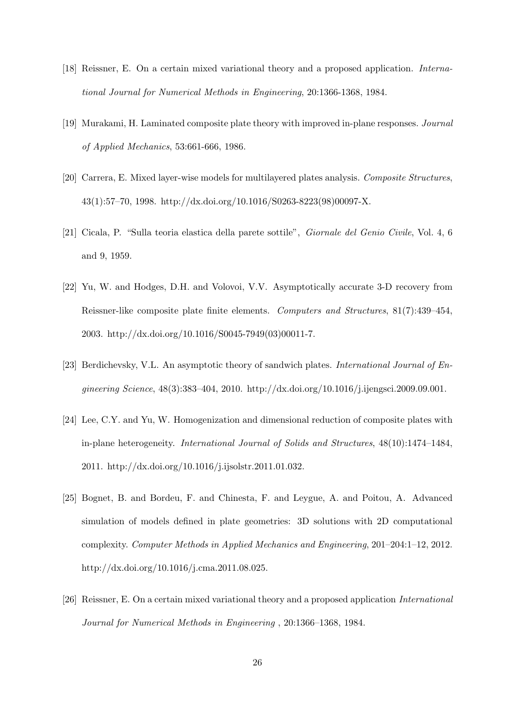[18] Reissner, E. On a certain mixed variational theory and a proposed application. *International Journal for Numerical Methods in Engineering*, 20:1366-1368, 1984.

[19] Murakami, H. Laminated composite plate theory with improved in-plane responses. *Journal of Applied Mechanics*, 53:661-666, 1986.

[20] Carrera, E. Mixed layer-wise models for multilayered plates analysis. *Composite Structures*, 43(1):57–70, 1998. http://dx.doi.org/10.1016/S0263-8223(98)00097-X.

[21] Cicala, P. "Sulla teoria elastica della parete sottile", *Giornale del Genio Civile*, Vol. 4, 6 and 9, 1959.

[22] Yu, W. and Hodges, D.H. and Volovoi, V.V. Asymptotically accurate 3-D recovery from Reissner-like composite plate finite elements. *Computers and Structures*, 81(7):439–454, 2003. http://dx.doi.org/10.1016/S0045-7949(03)00011-7.

[23] Berdichevsky, V.L. An asymptotic theory of sandwich plates. *International Journal of Engineering Science*, 48(3):383–404, 2010. http://dx.doi.org/10.1016/j.ijengsci.2009.09.001.

[24] Lee, C.Y. and Yu, W. Homogenization and dimensional reduction of composite plates with in-plane heterogeneity. *International Journal of Solids and Structures*, 48(10):1474–1484, 2011. http://dx.doi.org/10.1016/j.ijsolstr.2011.01.032.

[25] Bognet, B. and Bordeu, F. and Chinesta, F. and Leygue, A. and Poitou, A. Advanced simulation of models defined in plate geometries: 3D solutions with 2D computational complexity. *Computer Methods in Applied Mechanics and Engineering*, 201–204:1–12, 2012. http://dx.doi.org/10.1016/j.cma.2011.08.025.

[26] Reissner, E. On a certain mixed variational theory and a proposed application *International Journal for Numerical Methods in Engineering* , 20:1366–1368, 1984.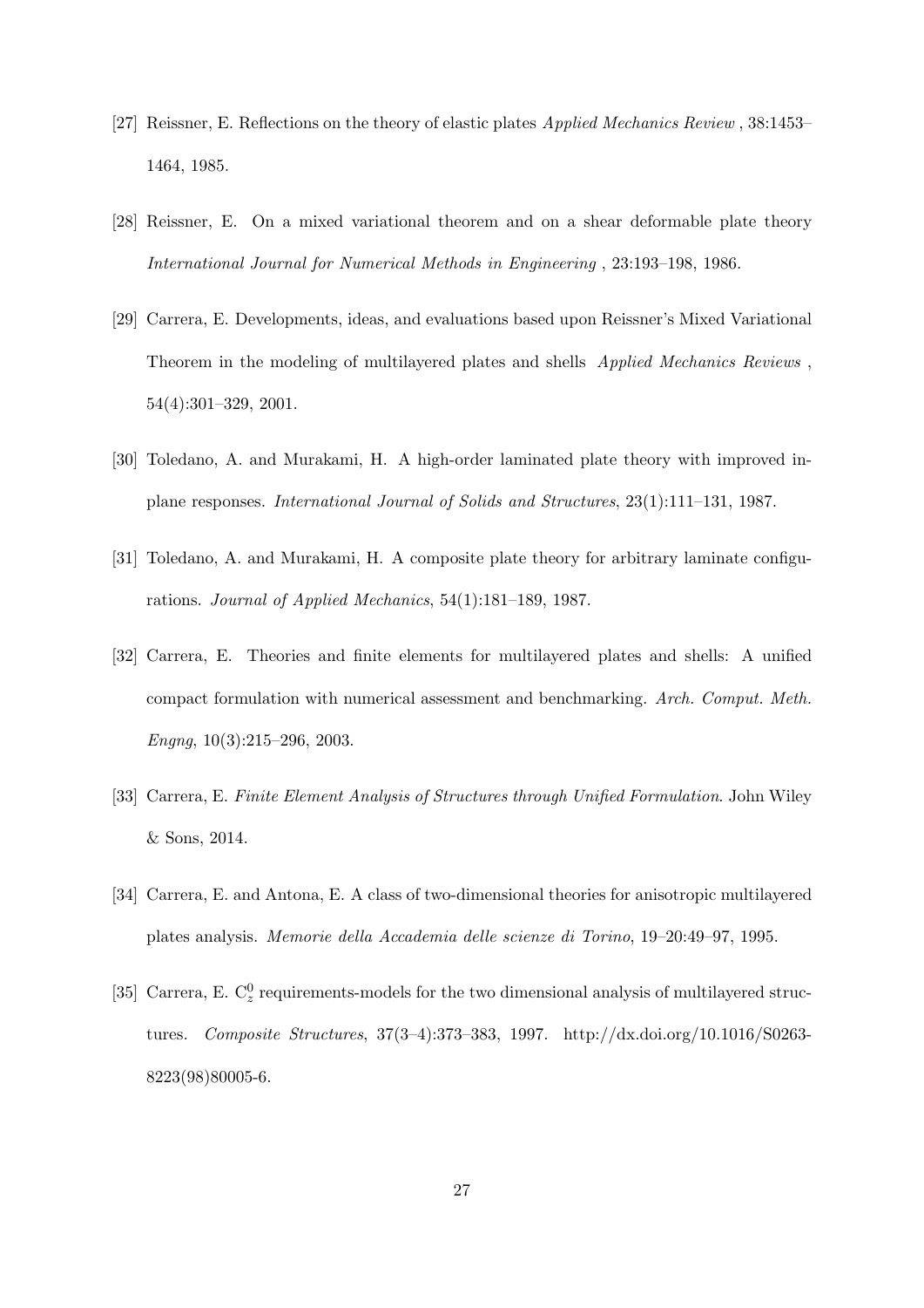[27] Reissner, E. Reflections on the theory of elastic plates *Applied Mechanics Review* , 38:1453–1464, 1985.

[28] Reissner, E. On a mixed variational theorem and on a shear deformable plate theory *International Journal for Numerical Methods in Engineering* , 23:193–198, 1986.

[29] Carrera, E. Developments, ideas, and evaluations based upon Reissner's Mixed Variational Theorem in the modeling of multilayered plates and shells *Applied Mechanics Reviews* , 54(4):301–329, 2001.

[30] Toledano, A. and Murakami, H. A high-order laminated plate theory with improved in-plane responses. *International Journal of Solids and Structures*, 23(1):111–131, 1987.

[31] Toledano, A. and Murakami, H. A composite plate theory for arbitrary laminate configurations. *Journal of Applied Mechanics*, 54(1):181–189, 1987.

[32] Carrera, E. Theories and finite elements for multilayered plates and shells: A unified compact formulation with numerical assessment and benchmarking. *Arch. Comput. Meth. Engng*, 10(3):215–296, 2003.

[33] Carrera, E. *Finite Element Analysis of Structures through Unified Formulation*. John Wiley & Sons, 2014.

[34] Carrera, E. and Antona, E. A class of two-dimensional theories for anisotropic multilayered plates analysis. *Memorie della Accademia delle scienze di Torino*, 19–20:49–97, 1995.

[35] Carrera, E. $C_z^0$ requirements-models for the two dimensional analysis of multilayered structures. *Composite Structures*, 37(3–4):373–383, 1997. http://dx.doi.org/10.1016/S0263-8223(98)80005-6.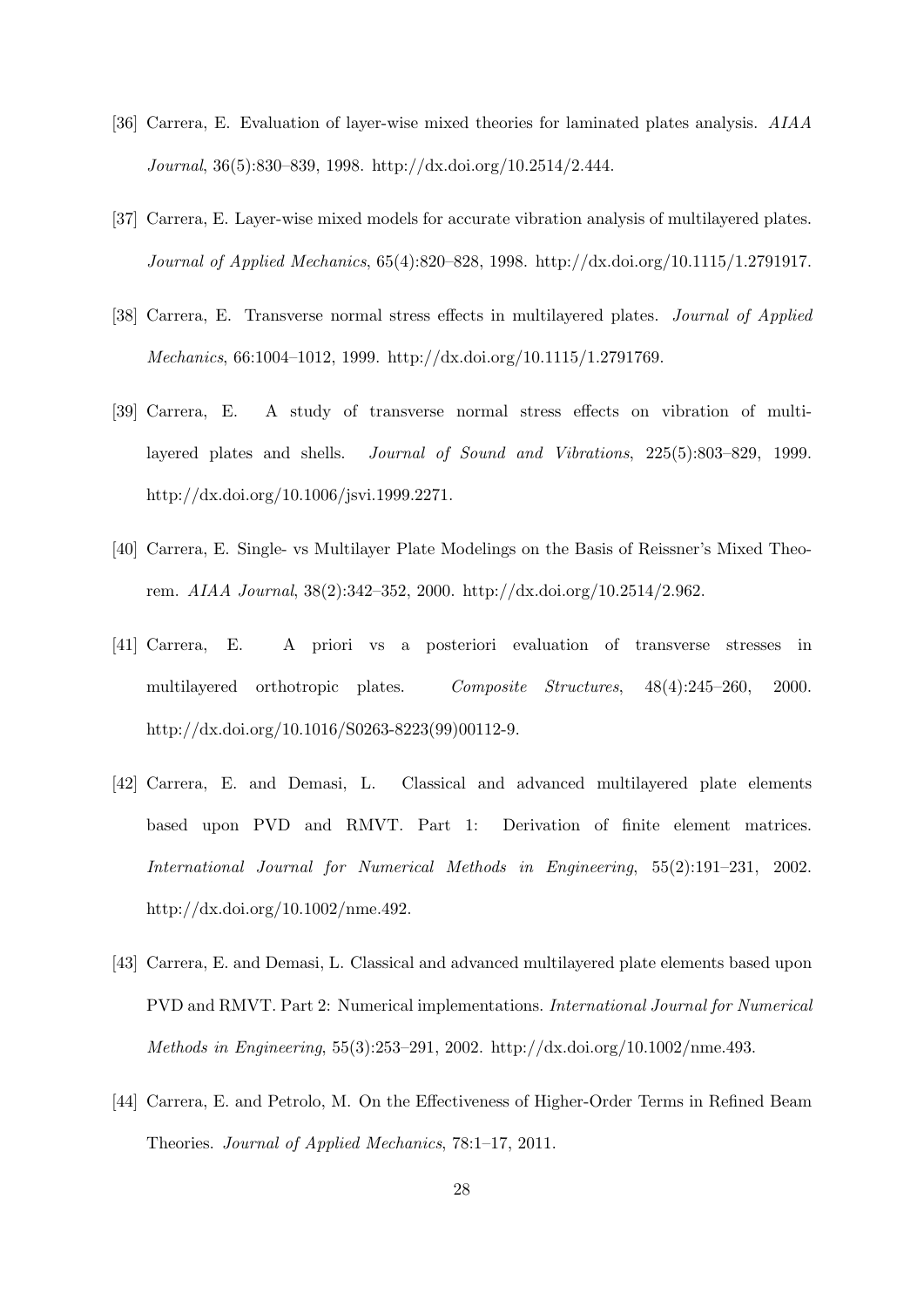[36] Carrera, E. Evaluation of layer-wise mixed theories for laminated plates analysis. *AIAA Journal*, 36(5):830–839, 1998. http://dx.doi.org/10.2514/2.444.

[37] Carrera, E. Layer-wise mixed models for accurate vibration analysis of multilayered plates. *Journal of Applied Mechanics*, 65(4):820–828, 1998. http://dx.doi.org/10.1115/1.2791917.

[38] Carrera, E. Transverse normal stress effects in multilayered plates. *Journal of Applied Mechanics*, 66:1004–1012, 1999. http://dx.doi.org/10.1115/1.2791769.

[39] Carrera, E. A study of transverse normal stress effects on vibration of multilayered plates and shells. *Journal of Sound and Vibrations*, 225(5):803–829, 1999. http://dx.doi.org/10.1006/jsvi.1999.2271.

[40] Carrera, E. Single- vs Multilayer Plate Modelings on the Basis of Reissner's Mixed Theorem. *AIAA Journal*, 38(2):342–352, 2000. http://dx.doi.org/10.2514/2.962.

[41] Carrera, E. A priori vs a posteriori evaluation of transverse stresses in multilayered orthotropic plates. *Composite Structures*, 48(4):245–260, 2000. http://dx.doi.org/10.1016/S0263-8223(99)00112-9.

[42] Carrera, E. and Demasi, L. Classical and advanced multilayered plate elements based upon PVD and RMVT. Part 1: Derivation of finite element matrices. *International Journal for Numerical Methods in Engineering*, 55(2):191–231, 2002. http://dx.doi.org/10.1002/nme.492.

[43] Carrera, E. and Demasi, L. Classical and advanced multilayered plate elements based upon PVD and RMVT. Part 2: Numerical implementations. *International Journal for Numerical Methods in Engineering*, 55(3):253–291, 2002. http://dx.doi.org/10.1002/nme.493.

[44] Carrera, E. and Petrolo, M. On the Effectiveness of Higher-Order Terms in Refined Beam Theories. *Journal of Applied Mechanics*, 78:1–17, 2011.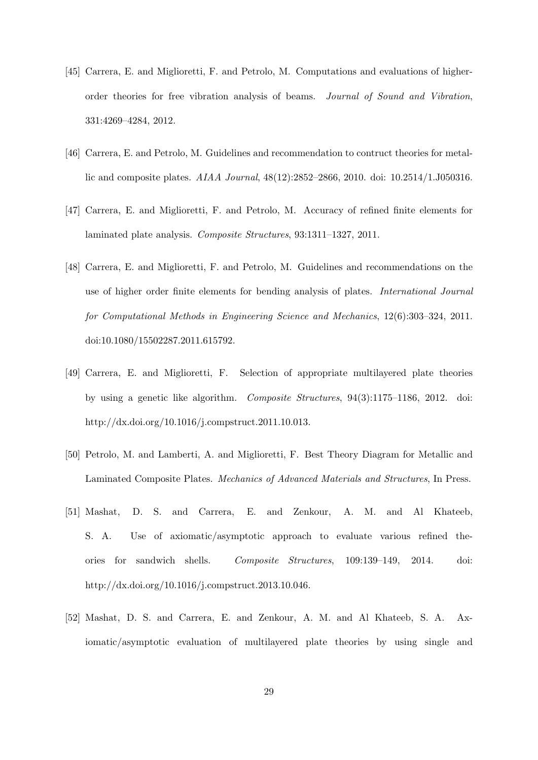[45] Carrera, E. and Miglioretti, F. and Petrolo, M. Computations and evaluations of higher-order theories for free vibration analysis of beams. *Journal of Sound and Vibration*, 331:4269–4284, 2012.

[46] Carrera, E. and Petrolo, M. Guidelines and recommendation to contruct theories for metallic and composite plates. *AIAA Journal*, 48(12):2852–2866, 2010. doi: 10.2514/1.J050316.

[47] Carrera, E. and Miglioretti, F. and Petrolo, M. Accuracy of refined finite elements for laminated plate analysis. *Composite Structures*, 93:1311–1327, 2011.

[48] Carrera, E. and Miglioretti, F. and Petrolo, M. Guidelines and recommendations on the use of higher order finite elements for bending analysis of plates. *International Journal for Computational Methods in Engineering Science and Mechanics*, 12(6):303–324, 2011. doi:10.1080/15502287.2011.615792.

[49] Carrera, E. and Miglioretti, F. Selection of appropriate multilayered plate theories by using a genetic like algorithm. *Composite Structures*, 94(3):1175–1186, 2012. doi: http://dx.doi.org/10.1016/j.compstruct.2011.10.013.

[50] Petrolo, M. and Lamberti, A. and Miglioretti, F. Best Theory Diagram for Metallic and Laminated Composite Plates. *Mechanics of Advanced Materials and Structures*, In Press.

[51] Mashat, D. S. and Carrera, E. and Zenkour, A. M. and Al Khateeb, S. A. Use of axiomatic/asymptotic approach to evaluate various refined theories for sandwich shells. *Composite Structures*, 109:139–149, 2014. doi: http://dx.doi.org/10.1016/j.compstruct.2013.10.046.

[52] Mashat, D. S. and Carrera, E. and Zenkour, A. M. and Al Khateeb, S. A. Axiomatic/asymptotic evaluation of multilayered plate theories by using single and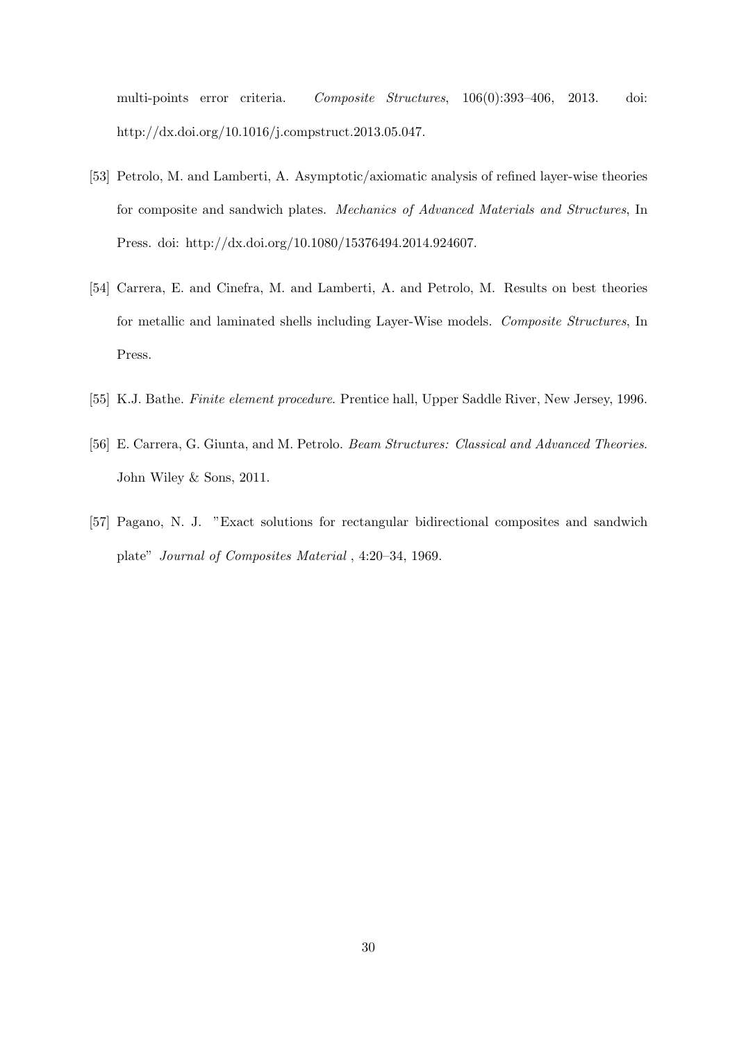multi-points error criteria. *Composite Structures*, 106(0):393–406, 2013. doi: http://dx.doi.org/10.1016/j.compstruct.2013.05.047.

[53] Petrolo, M. and Lamberti, A. Asymptotic/axiomatic analysis of refined layer-wise theories for composite and sandwich plates. *Mechanics of Advanced Materials and Structures*, In Press. doi: http://dx.doi.org/10.1080/15376494.2014.924607.

[54] Carrera, E. and Cinefra, M. and Lamberti, A. and Petrolo, M. Results on best theories for metallic and laminated shells including Layer-Wise models. *Composite Structures*, In Press.

[55] K.J. Bathe. *Finite element procedure*. Prentice hall, Upper Saddle River, New Jersey, 1996.

[56] E. Carrera, G. Giunta, and M. Petrolo. *Beam Structures: Classical and Advanced Theories*. John Wiley & Sons, 2011.

[57] Pagano, N. J. "Exact solutions for rectangular bidirectional composites and sandwich plate" *Journal of Composites Material* , 4:20–34, 1969.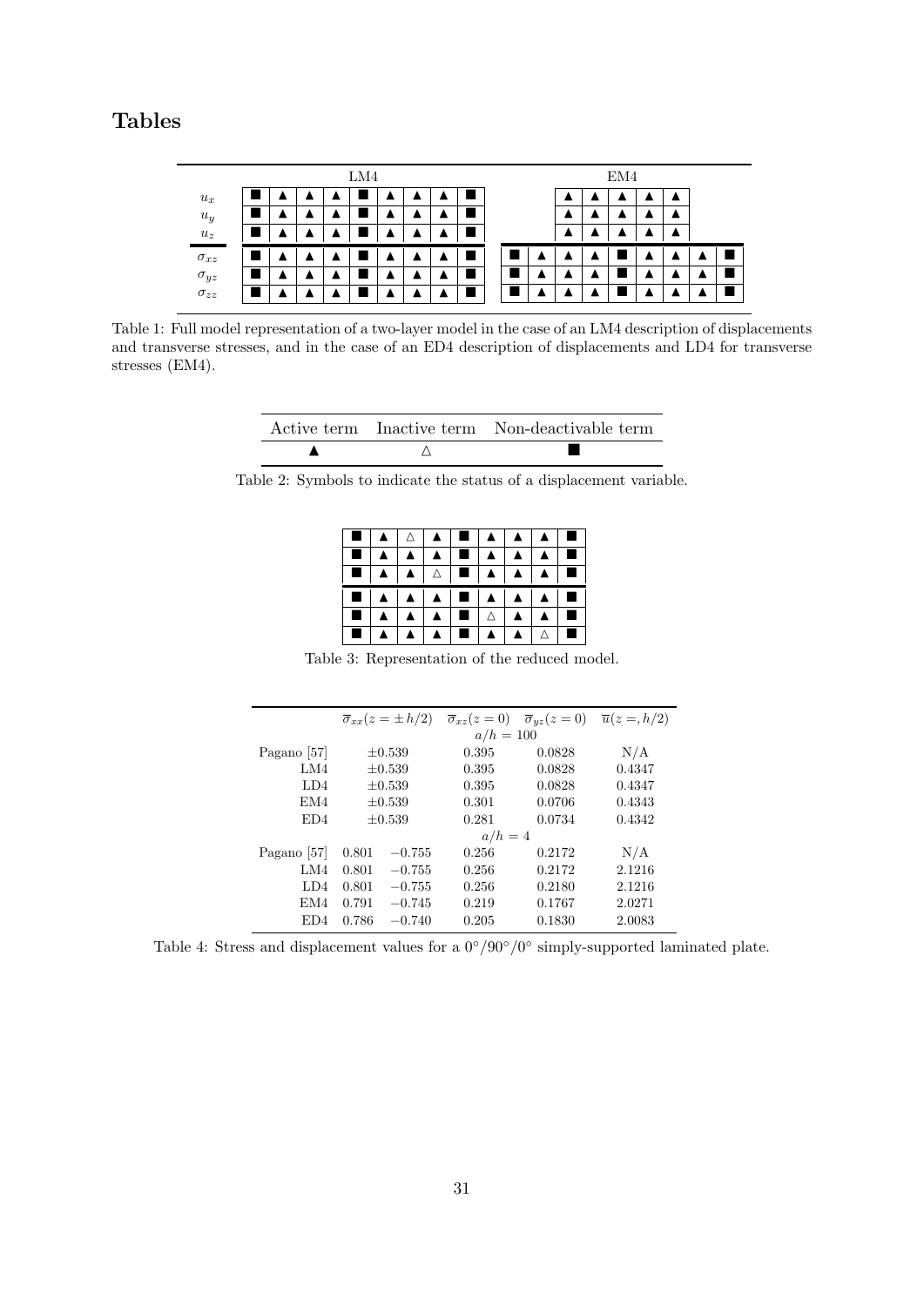# Tables

| | LM4 | | | | | | | | | | EM4 | | | | | | | | |
|---|---|---|---|---|---|---|---|---|---|---|---|---|---|---|---|---|---|---|---|
| $u_x$ | ■ | ▲ | ▲ | ▲ | ■ | ▲ | ▲ | ▲ | ■ | | | | ▲ | ▲ | ▲ | ▲ | ▲ | | |
| $u_y$ | ■ | ▲ | ▲ | ▲ | ■ | ▲ | ▲ | ▲ | ■ | | | | ▲ | ▲ | ▲ | ▲ | ▲ | | |
| $u_z$ | ■ | ▲ | ▲ | ▲ | ■ | ▲ | ▲ | ▲ | ■ | | | | ▲ | ▲ | ▲ | ▲ | ▲ | | |
| $\sigma_{xz}$ | ■ | ▲ | ▲ | ▲ | ■ | ▲ | ▲ | ▲ | ■ | | ■ | ▲ | ▲ | ▲ | ■ | ▲ | ▲ | ▲ | ■ |
| $\sigma_{yz}$ | ■ | ▲ | ▲ | ▲ | ■ | ▲ | ▲ | ▲ | ■ | | ■ | ▲ | ▲ | ▲ | ■ | ▲ | ▲ | ▲ | ■ |
| $\sigma_{zz}$ | ■ | ▲ | ▲ | ▲ | ■ | ▲ | ▲ | ▲ | ■ | | ■ | ▲ | ▲ | ▲ | ■ | ▲ | ▲ | ▲ | ■ |

Table 1: Full model representation of a two-layer model in the case of an LM4 description of displacements and transverse stresses, and in the case of an ED4 description of displacements and LD4 for transverse stresses (EM4).

| Active term | Inactive term | Non-deactivable term |
|---|---|---|
| ▲ | △ | ■ |

Table 2: Symbols to indicate the status of a displacement variable.

| | | | | | | | | |
|---|---|---|---|---|---|---|---|---|
| ■ | ▲ | △ | ▲ | ■ | ▲ | ▲ | ▲ | ■ |
| ■ | ▲ | ▲ | ▲ | ■ | ▲ | ▲ | ▲ | ■ |
| ■ | ▲ | ▲ | △ | ■ | ▲ | ▲ | ▲ | ■ |
| ■ | ▲ | ▲ | ▲ | ■ | ▲ | ▲ | ▲ | ■ |
| ■ | ▲ | ▲ | ▲ | ■ | △ | ▲ | ▲ | ■ |
| ■ | ▲ | ▲ | ▲ | ■ | ▲ | ▲ | △ | ■ |

Table 3: Representation of the reduced model.

| | $\overline{\sigma}_{xx}(z=\pm h/2)$ | | $\overline{\sigma}_{xz}(z=0)$ | $\overline{\sigma}_{yz}(z=0)$ | $\overline{u}(z=,h/2)$ |
|---|---|---|---|---|---|
| | | | $a/h=100$ | | |
| Pagano [57] | $\pm 0.539$ | | 0.395 | 0.0828 | N/A |
| LM4 | $\pm 0.539$ | | 0.395 | 0.0828 | 0.4347 |
| LD4 | $\pm 0.539$ | | 0.395 | 0.0828 | 0.4347 |
| EM4 | $\pm 0.539$ | | 0.301 | 0.0706 | 0.4343 |
| ED4 | $\pm 0.539$ | | 0.281 | 0.0734 | 0.4342 |
| | | | $a/h=4$ | | |
| Pagano [57] | 0.801 | $-0.755$ | 0.256 | 0.2172 | N/A |
| LM4 | 0.801 | $-0.755$ | 0.256 | 0.2172 | 2.1216 |
| LD4 | 0.801 | $-0.755$ | 0.256 | 0.2180 | 2.1216 |
| EM4 | 0.791 | $-0.745$ | 0.219 | 0.1767 | 2.0271 |
| ED4 | 0.786 | $-0.740$ | 0.205 | 0.1830 | 2.0083 |

Table 4: Stress and displacement values for a $0°/90°/0°$ simply-supported laminated plate.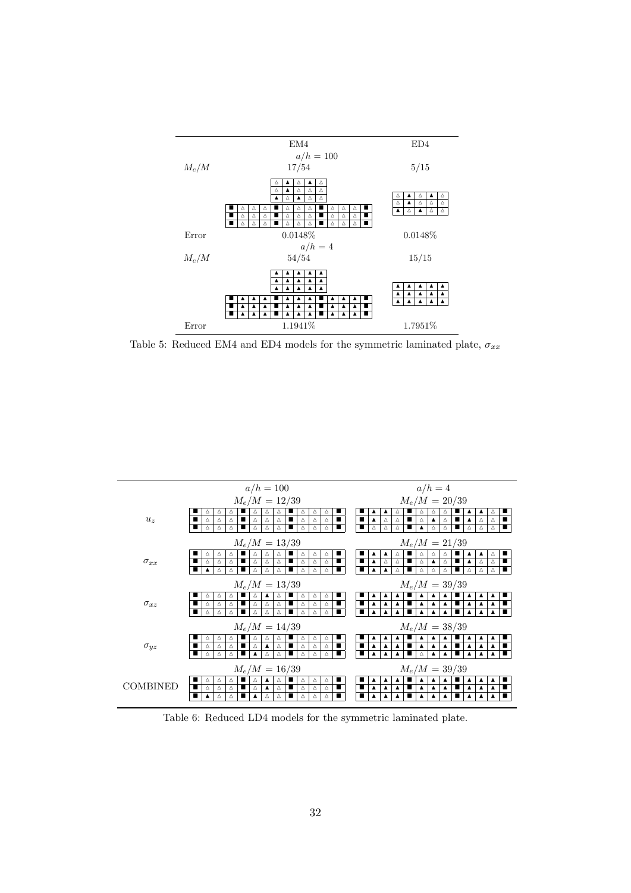| | EM4 | ED4 |
|---|---|---|
| | $a/h = 100$ | |
| $M_e/M$ | 17/54 | 5/15 |
| Error | 0.0148% | 0.0148% |
| | $a/h = 4$ | |
| $M_e/M$ | 54/54 | 15/15 |
| Error | 1.1941% | 1.7951% |

Table 5: Reduced EM4 and ED4 models for the symmetric laminated plate, $\sigma_{xx}$

| | $a/h = 100$ | $a/h = 4$ |
|---|---|---|
| $u_z$ | $M_e/M = 12/39$ | $M_e/M = 20/39$ |
| $\sigma_{xx}$ | $M_e/M = 13/39$ | $M_e/M = 21/39$ |
| $\sigma_{xz}$ | $M_e/M = 13/39$ | $M_e/M = 39/39$ |
| $\sigma_{yz}$ | $M_e/M = 14/39$ | $M_e/M = 38/39$ |
| COMBINED | $M_e/M = 16/39$ | $M_e/M = 39/39$ |

Table 6: Reduced LD4 models for the symmetric laminated plate.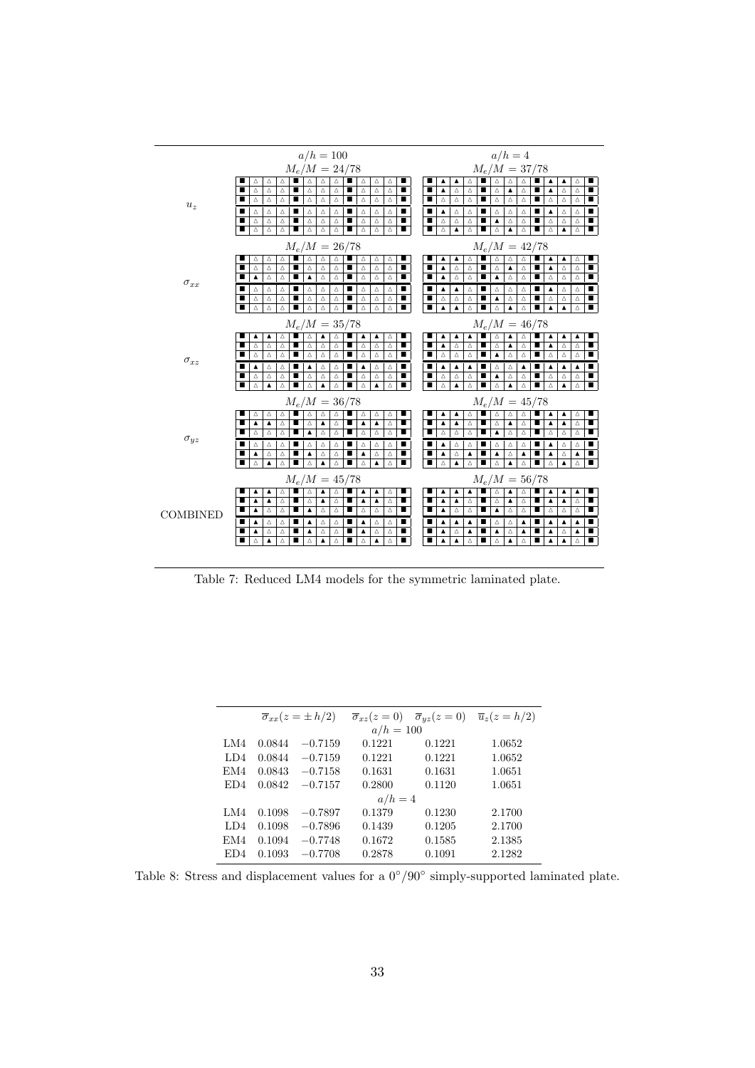| | $a/h = 100$ | $a/h = 4$ |
|---|---|---|
| $u_z$ | $M_e/M = 24/78$ | $M_e/M = 37/78$ |
| | ■ △ △ △ ■ △ △ △ ■ △ △ △ ■ | ■ ▲ ▲ △ ■ △ △ △ ■ ▲ ▲ △ ■ |
| | ■ △ △ △ ■ △ △ △ ■ △ △ △ ■ | ■ ▲ △ △ ■ △ ▲ △ ■ ▲ △ △ ■ |
| | ■ △ △ △ ■ △ △ △ ■ △ △ △ ■ | ■ △ △ △ ■ △ △ △ ■ △ △ △ ■ |
| | ■ △ △ △ ■ △ △ △ ■ △ △ △ ■ | ■ ▲ △ △ ■ △ △ △ ■ ▲ △ △ ■ |
| | ■ △ △ △ ■ △ △ △ ■ △ △ △ ■ | ■ △ △ △ ■ ▲ △ △ ■ △ △ △ ■ |
| | ■ △ △ △ ■ △ △ △ ■ △ △ △ ■ | ■ △ ▲ △ ■ △ ▲ △ ■ △ ▲ △ ■ |
| $\sigma_{xx}$ | $M_e/M = 26/78$ | $M_e/M = 42/78$ |
| | ■ △ △ △ ■ △ △ △ ■ △ △ △ ■ | ■ ▲ ▲ △ ■ △ △ △ ■ ▲ ▲ △ ■ |
| | ■ △ △ △ ■ △ △ △ ■ △ △ △ ■ | ■ ▲ △ △ ■ △ ▲ △ ■ ▲ △ △ ■ |
| | ■ ▲ △ △ ■ ▲ △ △ ■ △ △ △ ■ | ■ ▲ △ △ ■ ▲ △ △ ■ △ △ △ ■ |
| | ■ △ △ △ ■ △ △ △ ■ △ △ △ ■ | ■ ▲ ▲ △ ■ △ △ △ ■ ▲ △ △ ■ |
| | ■ △ △ △ ■ △ △ △ ■ △ △ △ ■ | ■ △ △ △ ■ ▲ △ △ ■ △ △ △ ■ |
| | ■ △ △ △ ■ △ △ △ ■ △ △ △ ■ | ■ ▲ ▲ △ ■ △ ▲ △ ■ ▲ ▲ △ ■ |
| $\sigma_{xz}$ | $M_e/M = 35/78$ | $M_e/M = 46/78$ |
| | ■ ▲ ▲ △ ■ △ ▲ △ ■ ▲ ▲ △ ■ | ■ ▲ ▲ ▲ ■ △ ▲ △ ■ ▲ ▲ ▲ ■ |
| | ■ △ △ △ ■ △ △ △ ■ △ △ △ ■ | ■ ▲ △ △ ■ △ ▲ △ ■ ▲ △ △ ■ |
| | ■ △ △ △ ■ △ △ △ ■ △ △ △ ■ | ■ △ △ △ ■ ▲ △ △ ■ △ △ △ ■ |
| | ■ ▲ △ △ ■ ▲ △ △ ■ ▲ △ △ ■ | ■ ▲ ▲ ▲ ■ △ △ ▲ ■ ▲ ▲ ▲ ■ |
| | ■ △ △ △ ■ △ △ △ ■ △ △ △ ■ | ■ △ △ △ ■ ▲ △ △ ■ △ △ △ ■ |
| | ■ △ ▲ △ ■ △ ▲ △ ■ △ ▲ △ ■ | ■ △ ▲ △ ■ △ ▲ △ ■ △ ▲ △ ■ |
| $\sigma_{yz}$ | $M_e/M = 36/78$ | $M_e/M = 45/78$ |
| | ■ △ △ △ ■ △ △ △ ■ △ △ △ ■ | ■ ▲ ▲ △ ■ △ △ △ ■ ▲ ▲ △ ■ |
| | ■ ▲ ▲ △ ■ △ ▲ △ ■ ▲ ▲ △ ■ | ■ ▲ ▲ △ ■ △ ▲ △ ■ ▲ ▲ △ ■ |
| | ■ △ △ △ ■ ▲ △ △ ■ △ △ △ ■ | ■ △ △ △ ■ ▲ △ △ ■ △ △ △ ■ |
| | ■ △ △ △ ■ △ △ △ ■ △ △ △ ■ | ■ ▲ △ △ ■ △ △ △ ■ ▲ △ △ ■ |
| | ■ ▲ △ △ ■ ▲ △ △ ■ ▲ △ △ ■ | ■ ▲ △ ▲ ■ ▲ △ ▲ ■ ▲ △ ▲ ■ |
| | ■ △ ▲ △ ■ △ ▲ △ ■ △ ▲ △ ■ | ■ △ ▲ △ ■ △ ▲ △ ■ △ ▲ △ ■ |
| COMBINED | $M_e/M = 45/78$ | $M_e/M = 56/78$ |
| | ■ ▲ ▲ △ ■ △ ▲ △ ■ ▲ ▲ △ ■ | ■ ▲ ▲ ▲ ■ △ ▲ △ ■ ▲ ▲ ▲ ■ |
| | ■ ▲ ▲ △ ■ △ ▲ △ ■ ▲ ▲ △ ■ | ■ ▲ ▲ △ ■ △ ▲ △ ■ ▲ ▲ △ ■ |
| | ■ ▲ △ △ ■ ▲ △ △ ■ △ △ △ ■ | ■ ▲ △ △ ■ ▲ △ △ ■ △ △ △ ■ |
| | ■ ▲ △ △ ■ ▲ △ △ ■ ▲ △ △ ■ | ■ ▲ ▲ ▲ ■ △ △ ▲ ■ ▲ ▲ ▲ ■ |
| | ■ ▲ △ △ ■ ▲ △ △ ■ ▲ △ △ ■ | ■ ▲ △ ▲ ■ ▲ △ ▲ ■ ▲ △ ▲ ■ |
| | ■ △ ▲ △ ■ △ ▲ △ ■ △ ▲ △ ■ | ■ ▲ ▲ △ ■ △ ▲ △ ■ ▲ ▲ △ ■ |

Table 7: Reduced LM4 models for the symmetric laminated plate.

| | $\overline{\sigma}_{xx}(z=\pm h/2)$ | | $\overline{\sigma}_{xz}(z=0)$ | $\overline{\sigma}_{yz}(z=0)$ | $\overline{u}_z(z=h/2)$ |
|---|---|---|---|---|---|
| | | | $a/h = 100$ | | |
| LM4 | 0.0844 | $-0.7159$ | 0.1221 | 0.1221 | 1.0652 |
| LD4 | 0.0844 | $-0.7159$ | 0.1221 | 0.1221 | 1.0652 |
| EM4 | 0.0843 | $-0.7158$ | 0.1631 | 0.1631 | 1.0651 |
| ED4 | 0.0842 | $-0.7157$ | 0.2800 | 0.1120 | 1.0651 |
| | | | $a/h = 4$ | | |
| LM4 | 0.1098 | $-0.7897$ | 0.1379 | 0.1230 | 2.1700 |
| LD4 | 0.1098 | $-0.7896$ | 0.1439 | 0.1205 | 2.1700 |
| EM4 | 0.1094 | $-0.7748$ | 0.1672 | 0.1585 | 2.1385 |
| ED4 | 0.1093 | $-0.7708$ | 0.2878 | 0.1091 | 2.1282 |

Table 8: Stress and displacement values for a $0^{\circ}/90^{\circ}$ simply-supported laminated plate.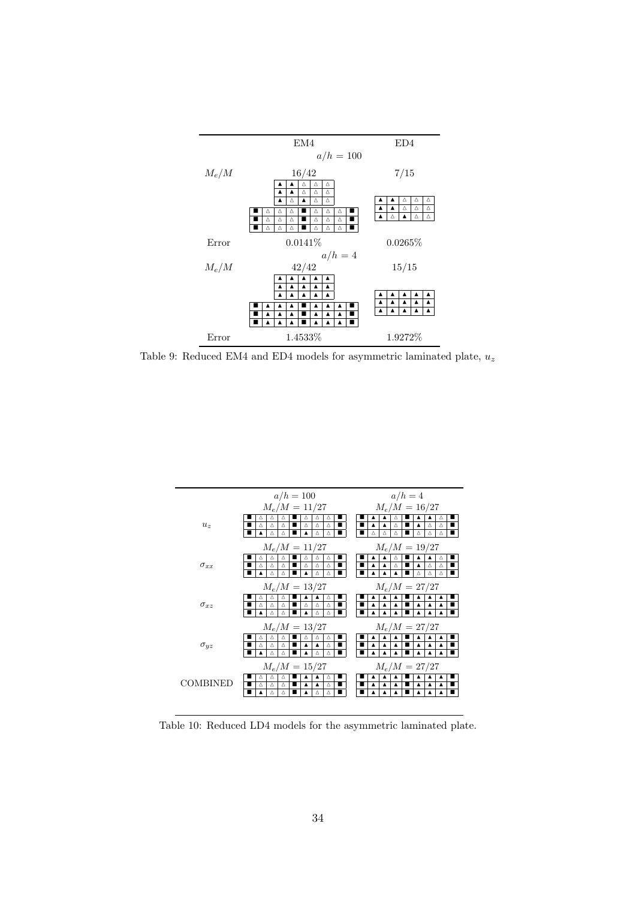| | EM4 | ED4 |
|---|---|---|
| | $a/h = 100$ | |
| $M_e/M$ | 16/42 | 7/15 |
| | ▲ ▲ △ △ △<br>▲ ▲ △ △ △<br>▲ △ ▲ △ △<br>■ △ △ △ ■ △ △ △ ■<br>■ △ △ △ ■ △ △ △ ■<br>■ △ △ △ ■ △ △ △ ■ | ▲ ▲ △ △ △<br>▲ ▲ △ △ △<br>▲ △ ▲ △ △ |
| Error | 0.0141% | 0.0265% |
| | $a/h = 4$ | |
| $M_e/M$ | 42/42 | 15/15 |
| | ▲ ▲ ▲ ▲ ▲<br>▲ ▲ ▲ ▲ ▲<br>▲ ▲ ▲ ▲ ▲<br>■ ▲ ▲ ▲ ■ ▲ ▲ ▲ ■<br>■ ▲ ▲ ▲ ■ ▲ ▲ ▲ ■<br>■ ▲ ▲ ▲ ■ ▲ ▲ ▲ ■ | ▲ ▲ ▲ ▲ ▲<br>▲ ▲ ▲ ▲ ▲<br>▲ ▲ ▲ ▲ ▲ |
| Error | 1.4533% | 1.9272% |

Table 9: Reduced EM4 and ED4 models for asymmetric laminated plate, $u_z$

| | $a/h = 100$ | $a/h = 4$ |
|---|---|---|
| | $M_e/M = 11/27$ | $M_e/M = 16/27$ |
| $u_z$ | ■ △ △ △ ■ △ △ △ ■<br>■ △ △ △ ■ △ △ △ ■<br>■ ▲ △ △ ■ ▲ △ △ ■ | ■ ▲ ▲ △ ■ ▲ ▲ △ ■<br>■ ▲ ▲ △ ■ ▲ △ △ ■<br>■ △ △ △ ■ △ △ △ ■ |
| | $M_e/M = 11/27$ | $M_e/M = 19/27$ |
| $\sigma_{xx}$ | ■ △ △ △ ■ △ △ △ ■<br>■ △ △ △ ■ △ △ △ ■<br>■ ▲ △ △ ■ ▲ △ △ ■ | ■ ▲ ▲ △ ■ ▲ ▲ △ ■<br>■ ▲ ▲ △ ■ ▲ △ △ ■<br>■ ▲ ▲ ▲ ■ △ △ △ ■ |
| | $M_e/M = 13/27$ | $M_e/M = 27/27$ |
| $\sigma_{xz}$ | ■ △ △ △ ■ ▲ ▲ △ ■<br>■ △ △ △ ■ △ △ △ ■<br>■ ▲ △ △ ■ ▲ △ △ ■ | ■ ▲ ▲ ▲ ■ ▲ ▲ ▲ ■<br>■ ▲ ▲ ▲ ■ ▲ ▲ ▲ ■<br>■ ▲ ▲ ▲ ■ ▲ ▲ ▲ ■ |
| | $M_e/M = 13/27$ | $M_e/M = 27/27$ |
| $\sigma_{yz}$ | ■ △ △ △ ■ △ △ △ ■<br>■ △ △ △ ■ ▲ ▲ △ ■<br>■ ▲ △ △ ■ ▲ △ △ ■ | ■ ▲ ▲ ▲ ■ ▲ ▲ ▲ ■<br>■ ▲ ▲ ▲ ■ ▲ ▲ ▲ ■<br>■ ▲ ▲ ▲ ■ ▲ ▲ ▲ ■ |
| | $M_e/M = 15/27$ | $M_e/M = 27/27$ |
| COMBINED | ■ △ △ △ ■ ▲ ▲ △ ■<br>■ △ △ △ ■ ▲ ▲ △ ■<br>■ ▲ △ △ ■ ▲ △ △ ■ | ■ ▲ ▲ ▲ ■ ▲ ▲ ▲ ■<br>■ ▲ ▲ ▲ ■ ▲ ▲ ▲ ■<br>■ ▲ ▲ ▲ ■ ▲ ▲ ▲ ■ |

Table 10: Reduced LD4 models for the asymmetric laminated plate.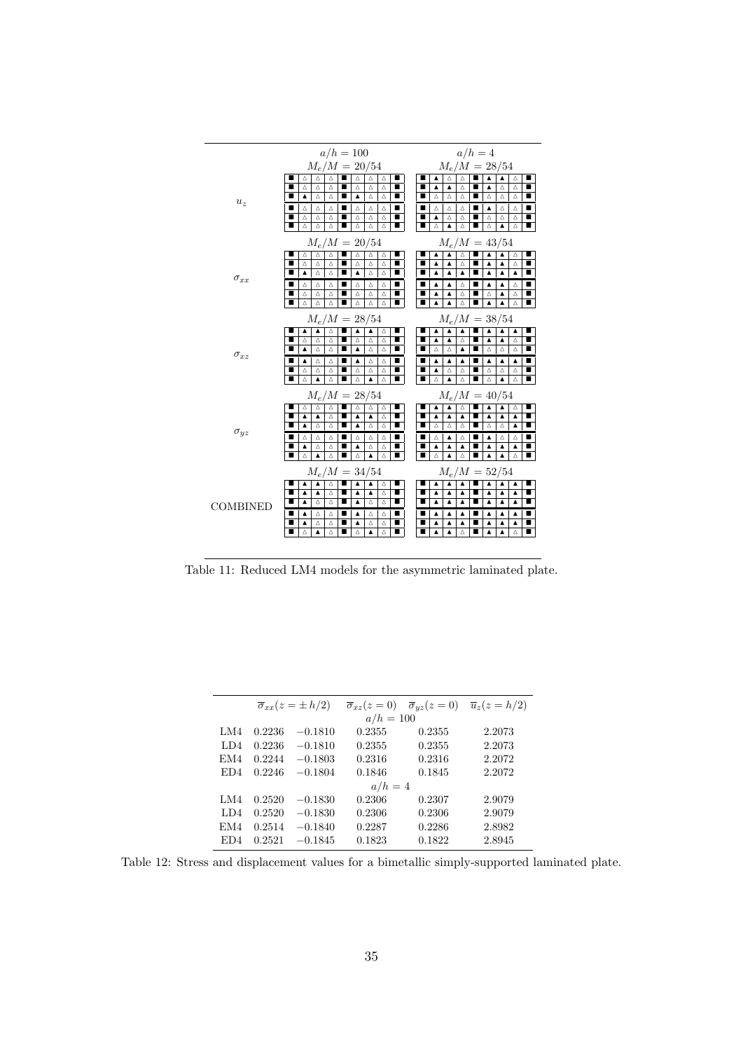| | $a/h = 100$ | $a/h = 4$ |
|---|---|---|
| $u_z$ | $M_e/M = 20/54$ | $M_e/M = 28/54$ |
| $\sigma_{xx}$ | $M_e/M = 20/54$ | $M_e/M = 43/54$ |
| $\sigma_{xz}$ | $M_e/M = 28/54$ | $M_e/M = 38/54$ |
| $\sigma_{yz}$ | $M_e/M = 28/54$ | $M_e/M = 40/54$ |
| COMBINED | $M_e/M = 34/54$ | $M_e/M = 52/54$ |

Table 11: Reduced LM4 models for the asymmetric laminated plate.

| | $\overline{\sigma}_{xx}(z = \pm h/2)$ | | $\overline{\sigma}_{xz}(z = 0)$ | $\overline{\sigma}_{yz}(z = 0)$ | $\overline{u}_z(z = h/2)$ |
|---|---|---|---|---|---|
| | | | $a/h = 100$ | | |
| LM4 | 0.2236 | −0.1810 | 0.2355 | 0.2355 | 2.2073 |
| LD4 | 0.2236 | −0.1810 | 0.2355 | 0.2355 | 2.2073 |
| EM4 | 0.2244 | −0.1803 | 0.2316 | 0.2316 | 2.2072 |
| ED4 | 0.2246 | −0.1804 | 0.1846 | 0.1845 | 2.2072 |
| | | | $a/h = 4$ | | |
| LM4 | 0.2520 | −0.1830 | 0.2306 | 0.2307 | 2.9079 |
| LD4 | 0.2520 | −0.1830 | 0.2306 | 0.2306 | 2.9079 |
| EM4 | 0.2514 | −0.1840 | 0.2287 | 0.2286 | 2.8982 |
| ED4 | 0.2521 | −0.1845 | 0.1823 | 0.1822 | 2.8945 |

Table 12: Stress and displacement values for a bimetallic simply-supported laminated plate.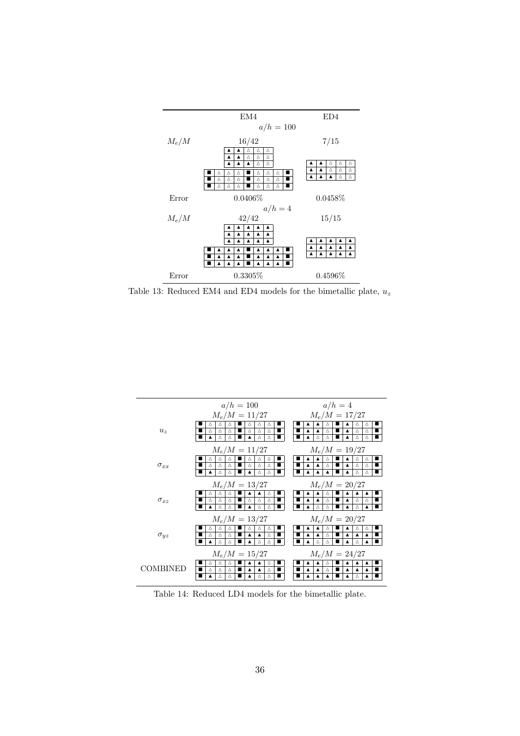| | EM4 | ED4 |
|---|---|---|
| | $a/h = 100$ | |
| $M_e/M$ | 16/42 | 7/15 |
| Error | 0.0406% | 0.0458% |
| | $a/h = 4$ | |
| $M_e/M$ | 42/42 | 15/15 |
| Error | 0.3305% | 0.4596% |

Table 13: Reduced EM4 and ED4 models for the bimetallic plate, $u_z$

| | $a/h = 100$ | $a/h = 4$ |
|---|---|---|
| $u_z$ | $M_e/M = 11/27$ | $M_e/M = 17/27$ |
| $\sigma_{xx}$ | $M_e/M = 11/27$ | $M_e/M = 19/27$ |
| $\sigma_{xz}$ | $M_e/M = 13/27$ | $M_e/M = 20/27$ |
| $\sigma_{yz}$ | $M_e/M = 13/27$ | $M_e/M = 20/27$ |
| COMBINED | $M_e/M = 15/27$ | $M_e/M = 24/27$ |

Table 14: Reduced LD4 models for the bimetallic plate.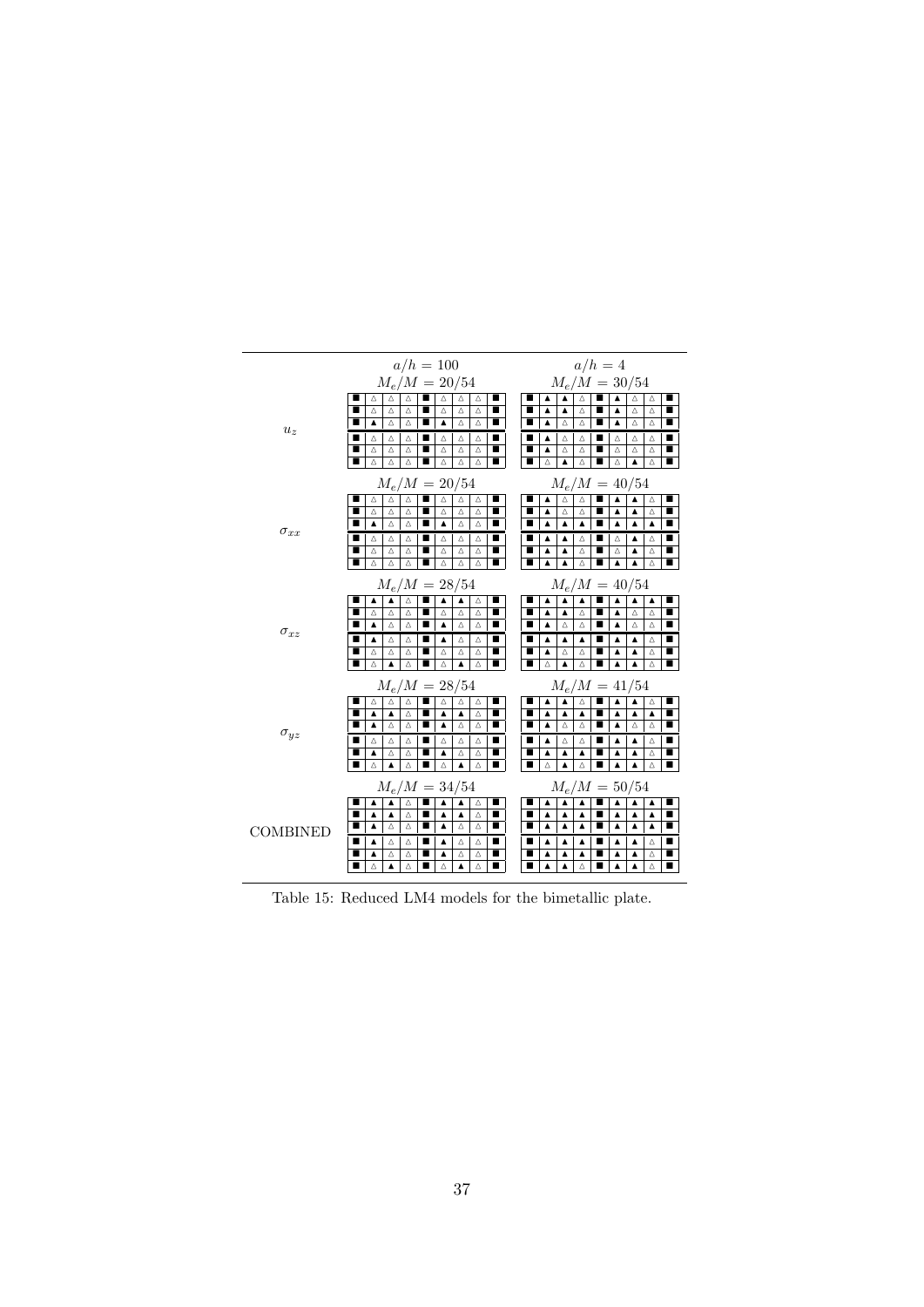| | $a/h = 100$ | $a/h = 4$ |
|---|---|---|
| $u_z$ | $M_e/M = 20/54$<br>■ △ △ △ ■ △ △ △ ■<br>■ △ △ △ ■ △ △ △ ■<br>■ ▲ △ △ ■ ▲ △ △ ■<br>■ △ △ △ ■ △ △ △ ■<br>■ △ △ △ ■ △ △ △ ■<br>■ △ △ △ ■ △ △ △ ■ | $M_e/M = 30/54$<br>■ ▲ ▲ △ ■ ▲ △ △ ■<br>■ ▲ ▲ △ ■ ▲ △ △ ■<br>■ ▲ △ △ ■ ▲ △ △ ■<br>■ ▲ △ △ ■ △ △ △ ■<br>■ ▲ △ △ ■ △ △ △ ■<br>■ △ ▲ △ ■ △ ▲ △ ■ |
| $\sigma_{xx}$ | $M_e/M = 20/54$<br>■ △ △ △ ■ △ △ △ ■<br>■ △ △ △ ■ △ △ △ ■<br>■ ▲ △ △ ■ ▲ △ △ ■<br>■ △ △ △ ■ △ △ △ ■<br>■ △ △ △ ■ △ △ △ ■<br>■ △ △ △ ■ △ △ △ ■ | $M_e/M = 40/54$<br>■ ▲ △ △ ■ ▲ ▲ △ ■<br>■ ▲ △ △ ■ ▲ ▲ △ ■<br>■ ▲ ▲ ▲ ■ ▲ ▲ ▲ ■<br>■ ▲ ▲ △ ■ △ ▲ △ ■<br>■ ▲ ▲ △ ■ △ ▲ △ ■<br>■ ▲ ▲ △ ■ ▲ ▲ △ ■ |
| $\sigma_{xz}$ | $M_e/M = 28/54$<br>■ ▲ ▲ △ ■ ▲ ▲ △ ■<br>■ △ △ △ ■ △ △ △ ■<br>■ ▲ △ △ ■ ▲ △ △ ■<br>■ ▲ △ △ ■ ▲ △ △ ■<br>■ △ △ △ ■ △ △ △ ■<br>■ △ ▲ △ ■ △ ▲ △ ■ | $M_e/M = 40/54$<br>■ ▲ ▲ ▲ ■ ▲ ▲ ▲ ■<br>■ ▲ ▲ △ ■ ▲ △ △ ■<br>■ ▲ △ △ ■ ▲ △ △ ■<br>■ ▲ ▲ ▲ ■ ▲ ▲ △ ■<br>■ ▲ △ △ ■ ▲ ▲ △ ■<br>■ △ ▲ △ ■ ▲ ▲ △ ■ |
| $\sigma_{yz}$ | $M_e/M = 28/54$<br>■ △ △ △ ■ △ △ △ ■<br>■ ▲ ▲ △ ■ ▲ ▲ △ ■<br>■ ▲ △ △ ■ ▲ △ △ ■<br>■ △ △ △ ■ △ △ △ ■<br>■ ▲ △ △ ■ ▲ △ △ ■<br>■ △ ▲ △ ■ △ ▲ △ ■ | $M_e/M = 41/54$<br>■ ▲ ▲ △ ■ ▲ ▲ △ ■<br>■ ▲ ▲ ▲ ■ ▲ ▲ ▲ ■<br>■ ▲ △ △ ■ ▲ △ △ ■<br>■ ▲ △ △ ■ ▲ ▲ △ ■<br>■ ▲ ▲ ▲ ■ ▲ ▲ △ ■<br>■ △ ▲ △ ■ ▲ ▲ △ ■ |
| COMBINED | $M_e/M = 34/54$<br>■ ▲ ▲ △ ■ ▲ ▲ △ ■<br>■ ▲ ▲ △ ■ ▲ ▲ △ ■<br>■ ▲ △ △ ■ ▲ △ △ ■<br>■ ▲ △ △ ■ ▲ △ △ ■<br>■ ▲ △ △ ■ ▲ △ △ ■<br>■ △ ▲ △ ■ △ ▲ △ ■ | $M_e/M = 50/54$<br>■ ▲ ▲ ▲ ■ ▲ ▲ ▲ ■<br>■ ▲ ▲ ▲ ■ ▲ ▲ ▲ ■<br>■ ▲ ▲ ▲ ■ ▲ ▲ ▲ ■<br>■ ▲ ▲ ▲ ■ ▲ ▲ △ ■<br>■ ▲ ▲ ▲ ■ ▲ ▲ △ ■<br>■ ▲ ▲ △ ■ ▲ ▲ △ ■ |

Table 15: Reduced LM4 models for the bimetallic plate.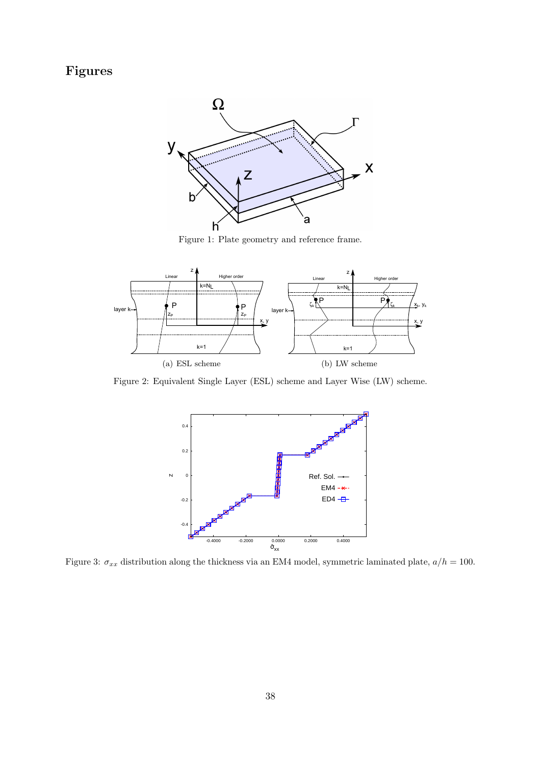# Figures

Figure 1: Plate geometry and reference frame.

(a) ESL scheme

(b) LW scheme

Figure 2: Equivalent Single Layer (ESL) scheme and Layer Wise (LW) scheme.

Figure 3: $\sigma_{xx}$ distribution along the thickness via an EM4 model, symmetric laminated plate, $a/h = 100$.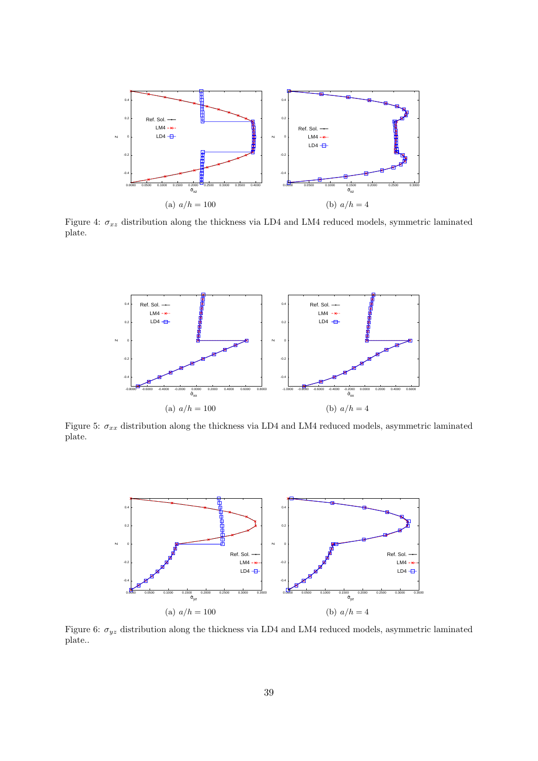(a) $a/h = 100$

(b) $a/h = 4$

Figure 4: $\sigma_{xz}$ distribution along the thickness via LD4 and LM4 reduced models, symmetric laminated plate.

(a) $a/h = 100$

(b) $a/h = 4$

Figure 5: $\sigma_{xx}$ distribution along the thickness via LD4 and LM4 reduced models, asymmetric laminated plate.

(a) $a/h = 100$

(b) $a/h = 4$

Figure 6: $\sigma_{yz}$ distribution along the thickness via LD4 and LM4 reduced models, asymmetric laminated plate..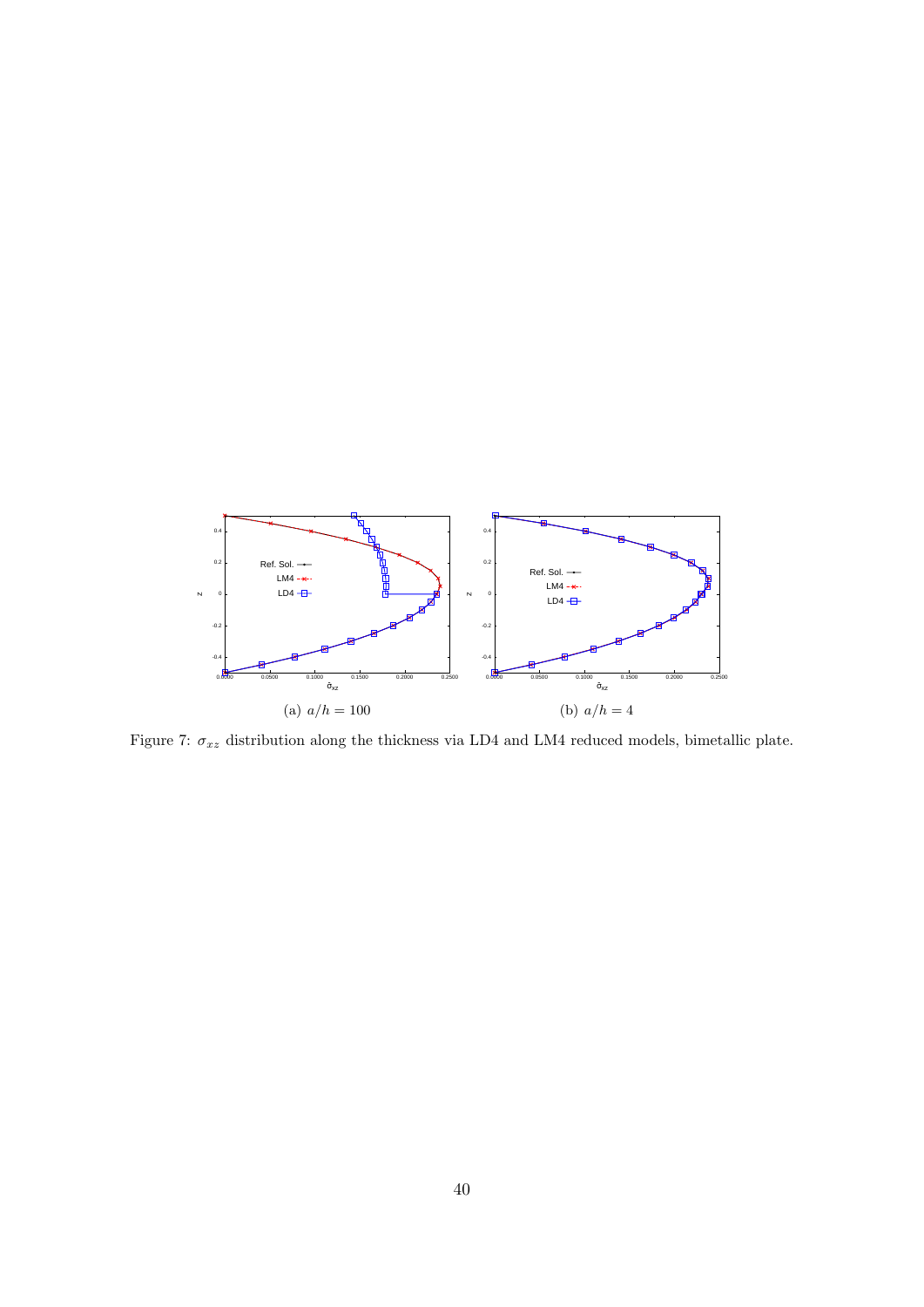0.4
0.2
0
-0.2
-0.4
z
0.0000 0.0500 0.1000 0.1500 0.2000 0.2500
$\hat{\sigma}_{xz}$
Ref. Sol.
LM4
LD4

(a) $a/h = 100$

0.4
0.2
0
-0.2
-0.4
z
0.0000 0.0500 0.1000 0.1500 0.2000 0.2500
$\hat{\sigma}_{xz}$
Ref. Sol.
LM4
LD4

(b) $a/h = 4$

Figure 7: $\sigma_{xz}$ distribution along the thickness via LD4 and LM4 reduced models, bimetallic plate.